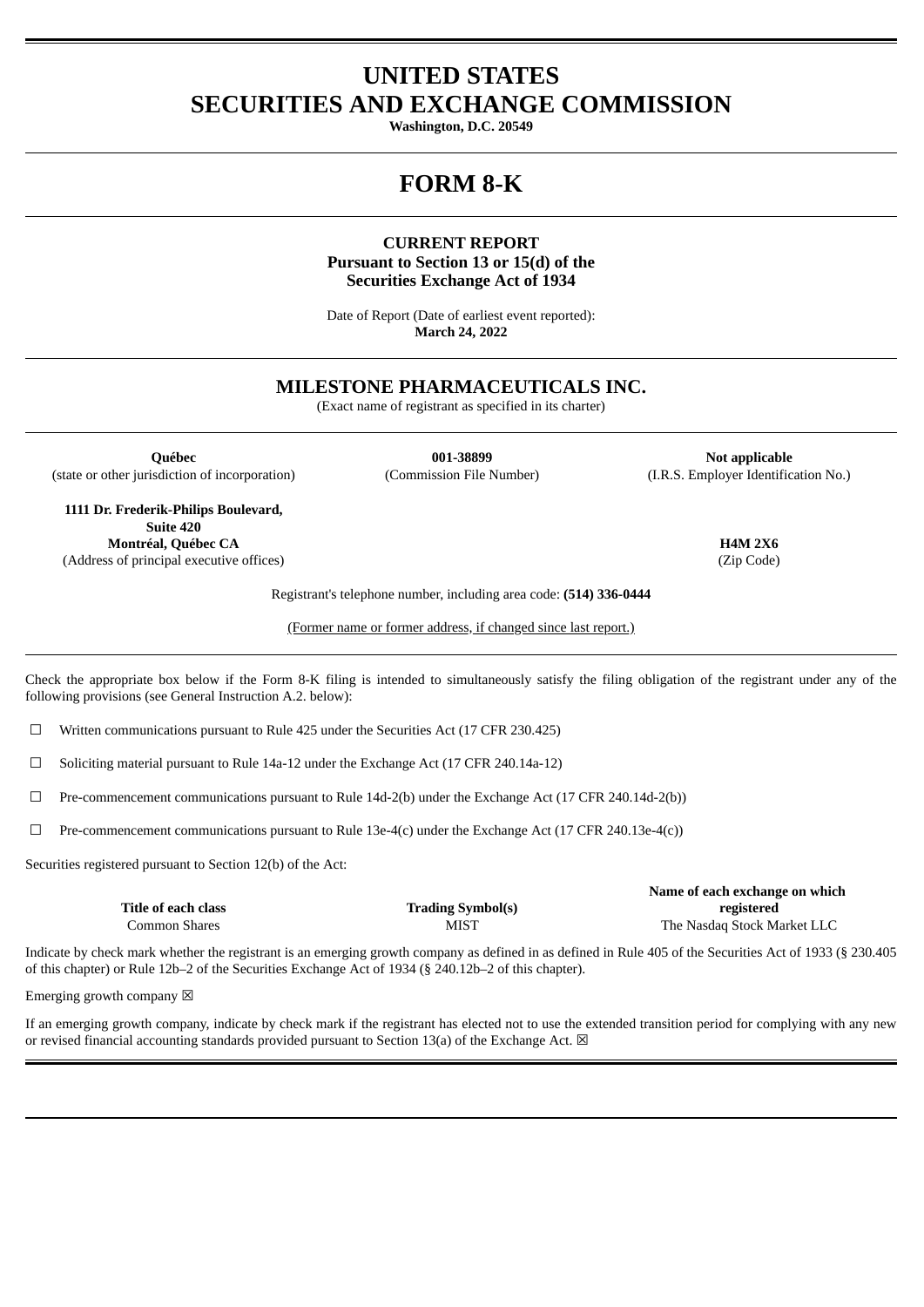# UNITED STATES
# SECURITIES AND EXCHANGE COMMISSION

**Washington, D.C. 20549**

# FORM 8-K

**CURRENT REPORT**
**Pursuant to Section 13 or 15(d) of the**
**Securities Exchange Act of 1934**

Date of Report (Date of earliest event reported):
**March 24, 2022**

## MILESTONE PHARMACEUTICALS INC.

(Exact name of registrant as specified in its charter)

| **Québec** | **001-38899** | **Not applicable** |
|---|---|---|
| (state or other jurisdiction of incorporation) | (Commission File Number) | (I.R.S. Employer Identification No.) |

**1111 Dr. Frederik-Philips Boulevard,**
**Suite 420**
**Montréal, Québec CA** — **H4M 2X6**
(Address of principal executive offices) — (Zip Code)

Registrant's telephone number, including area code: **(514) 336-0444**

(Former name or former address, if changed since last report.)

Check the appropriate box below if the Form 8-K filing is intended to simultaneously satisfy the filing obligation of the registrant under any of the following provisions (see General Instruction A.2. below):

☐ Written communications pursuant to Rule 425 under the Securities Act (17 CFR 230.425)

☐ Soliciting material pursuant to Rule 14a-12 under the Exchange Act (17 CFR 240.14a-12)

☐ Pre-commencement communications pursuant to Rule 14d-2(b) under the Exchange Act (17 CFR 240.14d-2(b))

☐ Pre-commencement communications pursuant to Rule 13e-4(c) under the Exchange Act (17 CFR 240.13e-4(c))

Securities registered pursuant to Section 12(b) of the Act:

| Title of each class | Trading Symbol(s) | Name of each exchange on which registered |
|---|---|---|
| Common Shares | MIST | The Nasdaq Stock Market LLC |

Indicate by check mark whether the registrant is an emerging growth company as defined in as defined in Rule 405 of the Securities Act of 1933 (§ 230.405 of this chapter) or Rule 12b–2 of the Securities Exchange Act of 1934 (§ 240.12b–2 of this chapter).

Emerging growth company ☒

If an emerging growth company, indicate by check mark if the registrant has elected not to use the extended transition period for complying with any new or revised financial accounting standards provided pursuant to Section 13(a) of the Exchange Act. ☒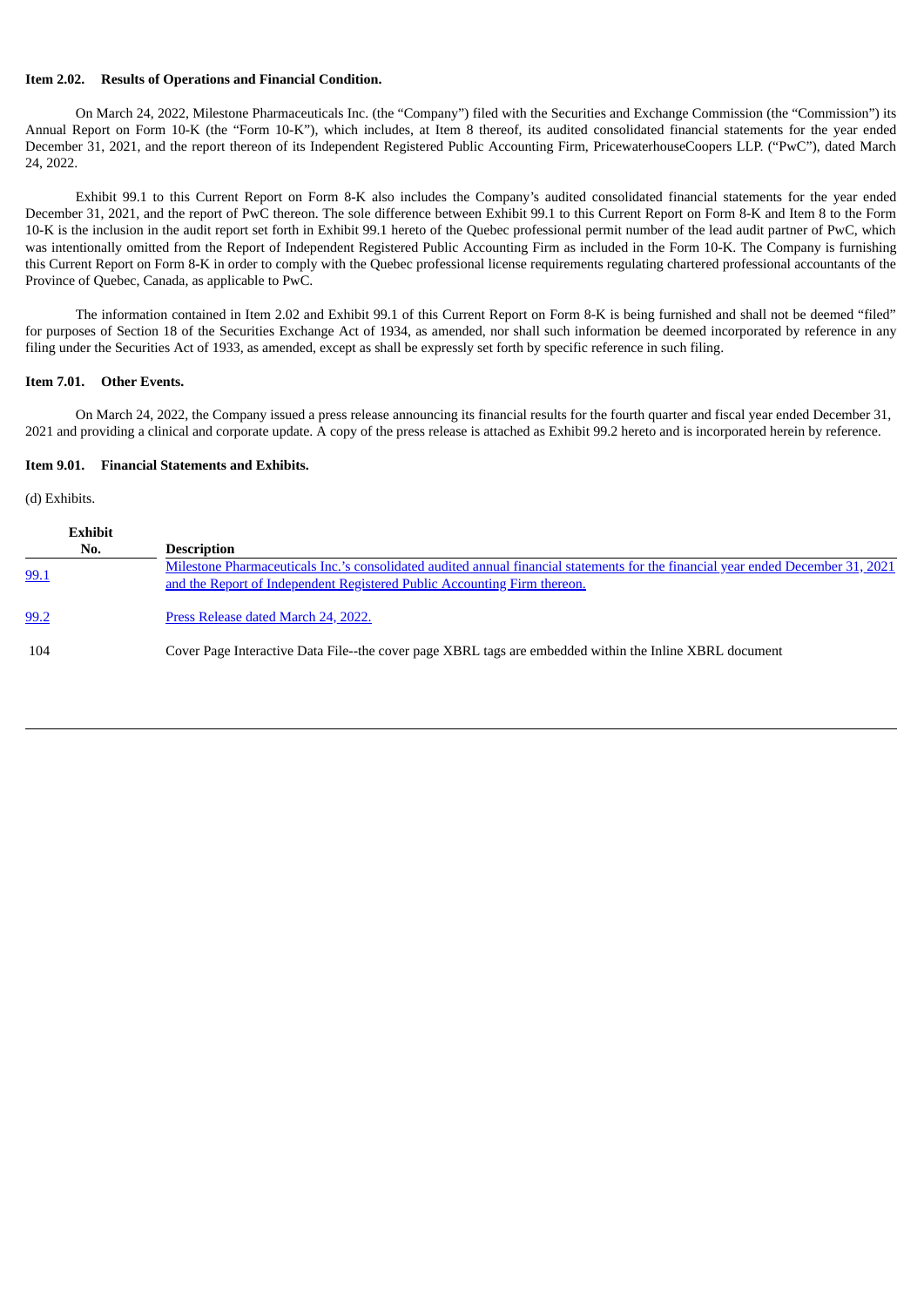**Item 2.02. Results of Operations and Financial Condition.**

On March 24, 2022, Milestone Pharmaceuticals Inc. (the "Company") filed with the Securities and Exchange Commission (the "Commission") its Annual Report on Form 10-K (the "Form 10-K"), which includes, at Item 8 thereof, its audited consolidated financial statements for the year ended December 31, 2021, and the report thereon of its Independent Registered Public Accounting Firm, PricewaterhouseCoopers LLP. ("PwC"), dated March 24, 2022.

Exhibit 99.1 to this Current Report on Form 8-K also includes the Company's audited consolidated financial statements for the year ended December 31, 2021, and the report of PwC thereon. The sole difference between Exhibit 99.1 to this Current Report on Form 8-K and Item 8 to the Form 10-K is the inclusion in the audit report set forth in Exhibit 99.1 hereto of the Quebec professional permit number of the lead audit partner of PwC, which was intentionally omitted from the Report of Independent Registered Public Accounting Firm as included in the Form 10-K. The Company is furnishing this Current Report on Form 8-K in order to comply with the Quebec professional license requirements regulating chartered professional accountants of the Province of Quebec, Canada, as applicable to PwC.

The information contained in Item 2.02 and Exhibit 99.1 of this Current Report on Form 8-K is being furnished and shall not be deemed "filed" for purposes of Section 18 of the Securities Exchange Act of 1934, as amended, nor shall such information be deemed incorporated by reference in any filing under the Securities Act of 1933, as amended, except as shall be expressly set forth by specific reference in such filing.

**Item 7.01. Other Events.**

On March 24, 2022, the Company issued a press release announcing its financial results for the fourth quarter and fiscal year ended December 31, 2021 and providing a clinical and corporate update. A copy of the press release is attached as Exhibit 99.2 hereto and is incorporated herein by reference.

**Item 9.01. Financial Statements and Exhibits.**

(d) Exhibits.

| Exhibit No. | Description |
|---|---|
| 99.1 | Milestone Pharmaceuticals Inc.'s consolidated audited annual financial statements for the financial year ended December 31, 2021 and the Report of Independent Registered Public Accounting Firm thereon. |
| 99.2 | Press Release dated March 24, 2022. |
| 104 | Cover Page Interactive Data File--the cover page XBRL tags are embedded within the Inline XBRL document |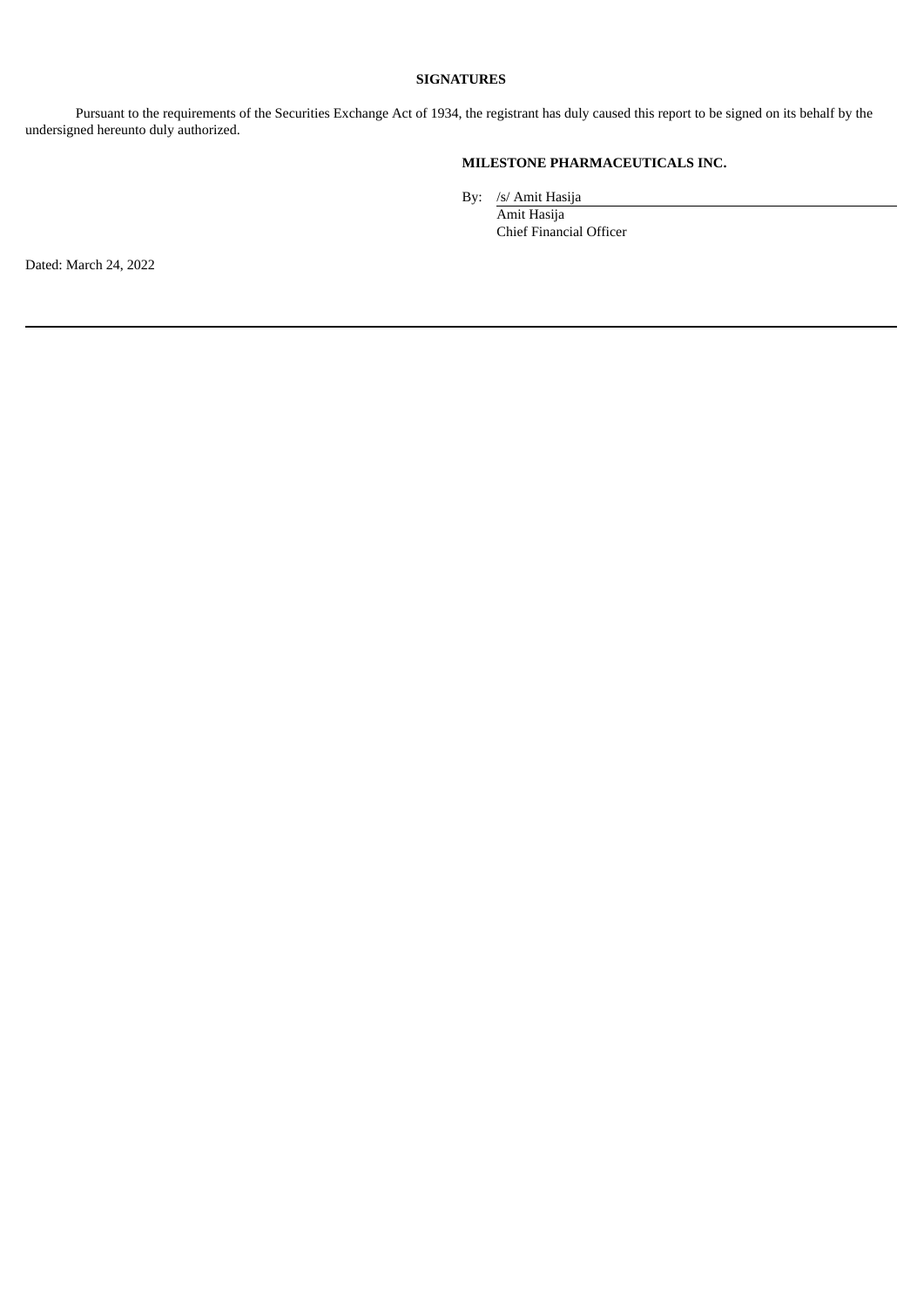**SIGNATURES**

Pursuant to the requirements of the Securities Exchange Act of 1934, the registrant has duly caused this report to be signed on its behalf by the undersigned hereunto duly authorized.

**MILESTONE PHARMACEUTICALS INC.**

By: /s/ Amit Hasija
Amit Hasija
Chief Financial Officer

Dated: March 24, 2022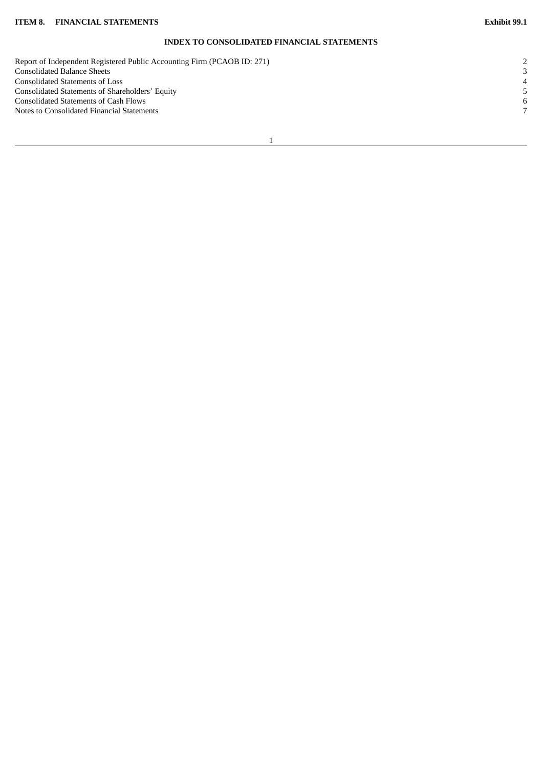**ITEM 8. FINANCIAL STATEMENTS** **Exhibit 99.1**

## INDEX TO CONSOLIDATED FINANCIAL STATEMENTS

| | |
|---|---|
| Report of Independent Registered Public Accounting Firm (PCAOB ID: 271) | 2 |
| Consolidated Balance Sheets | 3 |
| Consolidated Statements of Loss | 4 |
| Consolidated Statements of Shareholders' Equity | 5 |
| Consolidated Statements of Cash Flows | 6 |
| Notes to Consolidated Financial Statements | 7 |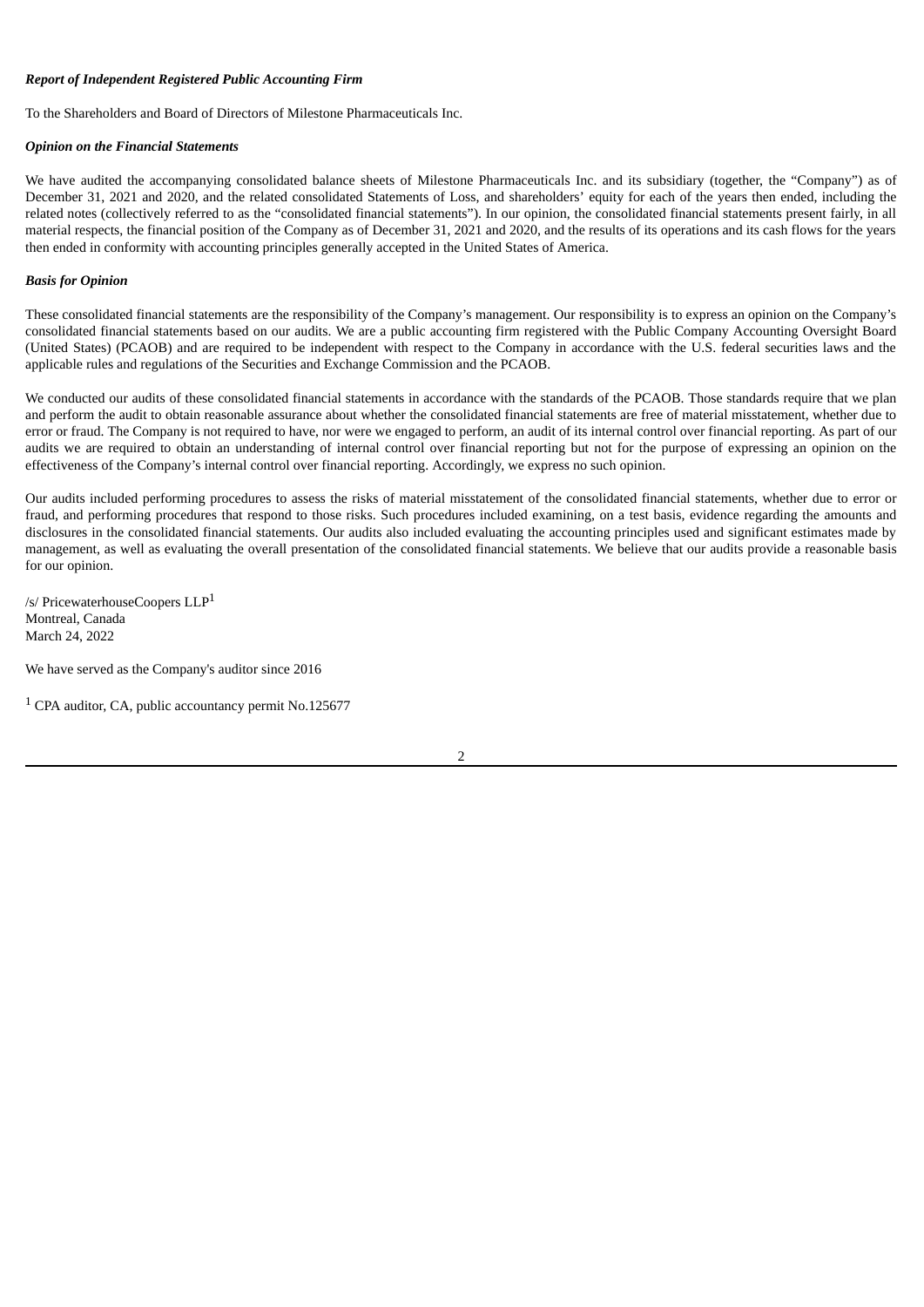***Report of Independent Registered Public Accounting Firm***

To the Shareholders and Board of Directors of Milestone Pharmaceuticals Inc.

***Opinion on the Financial Statements***

We have audited the accompanying consolidated balance sheets of Milestone Pharmaceuticals Inc. and its subsidiary (together, the "Company") as of December 31, 2021 and 2020, and the related consolidated Statements of Loss, and shareholders' equity for each of the years then ended, including the related notes (collectively referred to as the "consolidated financial statements"). In our opinion, the consolidated financial statements present fairly, in all material respects, the financial position of the Company as of December 31, 2021 and 2020, and the results of its operations and its cash flows for the years then ended in conformity with accounting principles generally accepted in the United States of America.

***Basis for Opinion***

These consolidated financial statements are the responsibility of the Company's management. Our responsibility is to express an opinion on the Company's consolidated financial statements based on our audits. We are a public accounting firm registered with the Public Company Accounting Oversight Board (United States) (PCAOB) and are required to be independent with respect to the Company in accordance with the U.S. federal securities laws and the applicable rules and regulations of the Securities and Exchange Commission and the PCAOB.

We conducted our audits of these consolidated financial statements in accordance with the standards of the PCAOB. Those standards require that we plan and perform the audit to obtain reasonable assurance about whether the consolidated financial statements are free of material misstatement, whether due to error or fraud. The Company is not required to have, nor were we engaged to perform, an audit of its internal control over financial reporting. As part of our audits we are required to obtain an understanding of internal control over financial reporting but not for the purpose of expressing an opinion on the effectiveness of the Company's internal control over financial reporting. Accordingly, we express no such opinion.

Our audits included performing procedures to assess the risks of material misstatement of the consolidated financial statements, whether due to error or fraud, and performing procedures that respond to those risks. Such procedures included examining, on a test basis, evidence regarding the amounts and disclosures in the consolidated financial statements. Our audits also included evaluating the accounting principles used and significant estimates made by management, as well as evaluating the overall presentation of the consolidated financial statements. We believe that our audits provide a reasonable basis for our opinion.

/s/ PricewaterhouseCoopers LLP[1]
Montreal, Canada
March 24, 2022

We have served as the Company's auditor since 2016

[1] CPA auditor, CA, public accountancy permit No.125677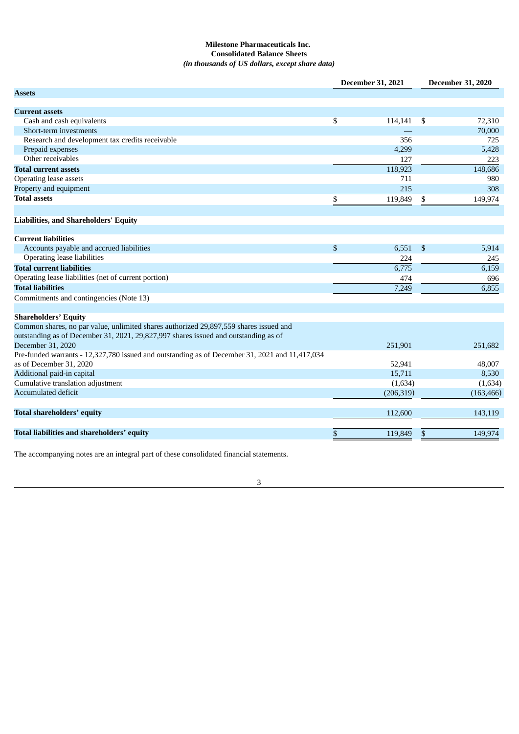**Milestone Pharmaceuticals Inc.**
**Consolidated Balance Sheets**
***(in thousands of US dollars, except share data)***

| | December 31, 2021 | December 31, 2020 |
|---|---|---|
| **Assets** | | |
| **Current assets** | | |
| Cash and cash equivalents | $ 114,141 | $ 72,310 |
| Short-term investments | — | 70,000 |
| Research and development tax credits receivable | 356 | 725 |
| Prepaid expenses | 4,299 | 5,428 |
| Other receivables | 127 | 223 |
| **Total current assets** | 118,923 | 148,686 |
| Operating lease assets | 711 | 980 |
| Property and equipment | 215 | 308 |
| **Total assets** | $ 119,849 | $ 149,974 |
| **Liabilities, and Shareholders' Equity** | | |
| **Current liabilities** | | |
| Accounts payable and accrued liabilities | $ 6,551 | $ 5,914 |
| Operating lease liabilities | 224 | 245 |
| **Total current liabilities** | 6,775 | 6,159 |
| Operating lease liabilities (net of current portion) | 474 | 696 |
| **Total liabilities** | 7,249 | 6,855 |
| Commitments and contingencies (Note 13) | | |
| **Shareholders' Equity** | | |
| Common shares, no par value, unlimited shares authorized 29,897,559 shares issued and outstanding as of December 31, 2021, 29,827,997 shares issued and outstanding as of December 31, 2020 | 251,901 | 251,682 |
| Pre-funded warrants - 12,327,780 issued and outstanding as of December 31, 2021 and 11,417,034 as of December 31, 2020 | 52,941 | 48,007 |
| Additional paid-in capital | 15,711 | 8,530 |
| Cumulative translation adjustment | (1,634) | (1,634) |
| Accumulated deficit | (206,319) | (163,466) |
| **Total shareholders' equity** | 112,600 | 143,119 |
| **Total liabilities and shareholders' equity** | $ 119,849 | $ 149,974 |

The accompanying notes are an integral part of these consolidated financial statements.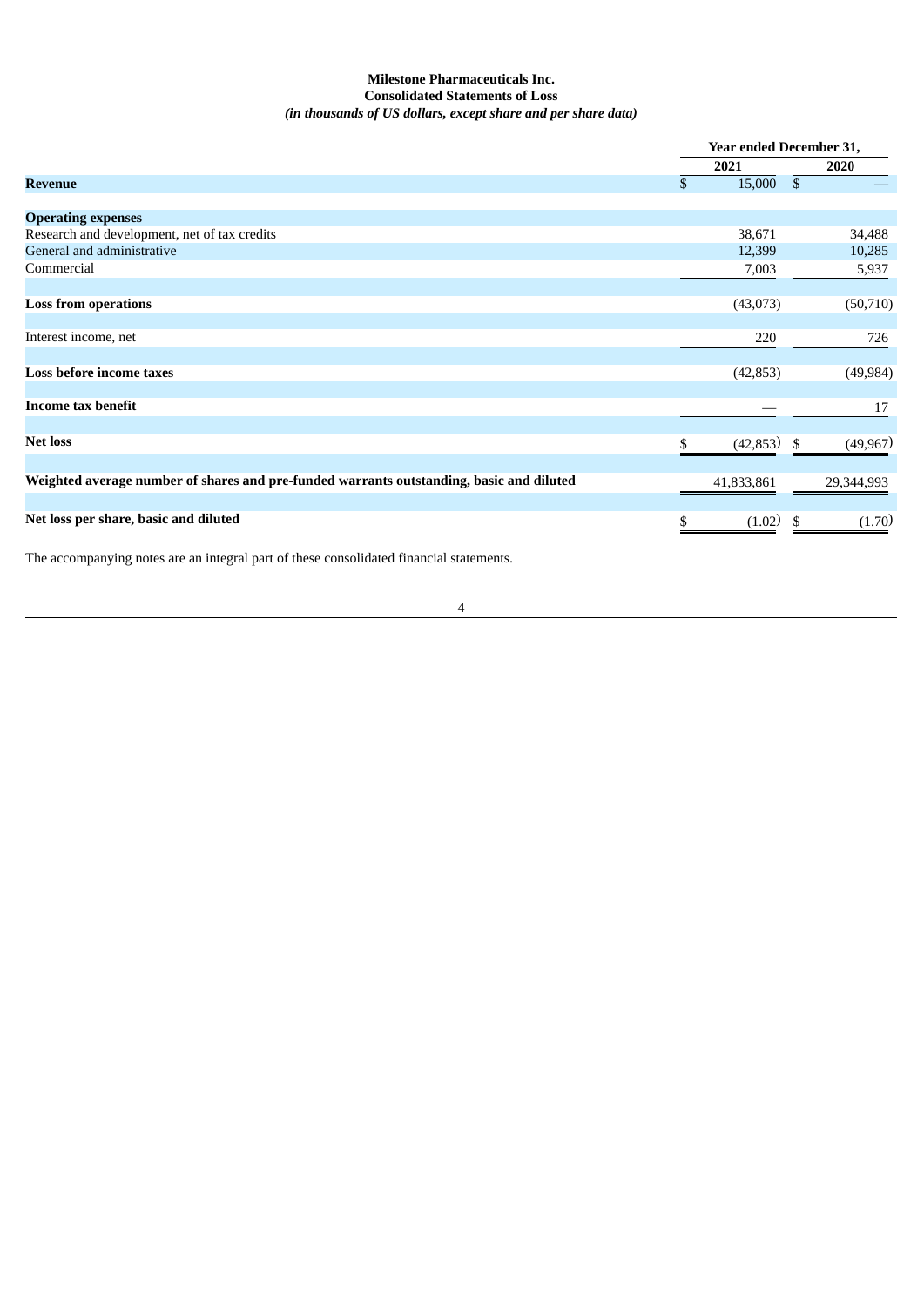**Milestone Pharmaceuticals Inc.**
**Consolidated Statements of Loss**
***(in thousands of US dollars, except share and per share data)***

| | Year ended December 31, | |
|---|---|---|
| | **2021** | **2020** |
| **Revenue** | $ 15,000 | $ — |
| | | |
| **Operating expenses** | | |
| Research and development, net of tax credits | 38,671 | 34,488 |
| General and administrative | 12,399 | 10,285 |
| Commercial | 7,003 | 5,937 |
| | | |
| **Loss from operations** | (43,073) | (50,710) |
| | | |
| Interest income, net | 220 | 726 |
| | | |
| **Loss before income taxes** | (42,853) | (49,984) |
| | | |
| **Income tax benefit** | — | 17 |
| | | |
| **Net loss** | $ (42,853) | $ (49,967) |
| | | |
| **Weighted average number of shares and pre-funded warrants outstanding, basic and diluted** | 41,833,861 | 29,344,993 |
| | | |
| **Net loss per share, basic and diluted** | $ (1.02) | $ (1.70) |

The accompanying notes are an integral part of these consolidated financial statements.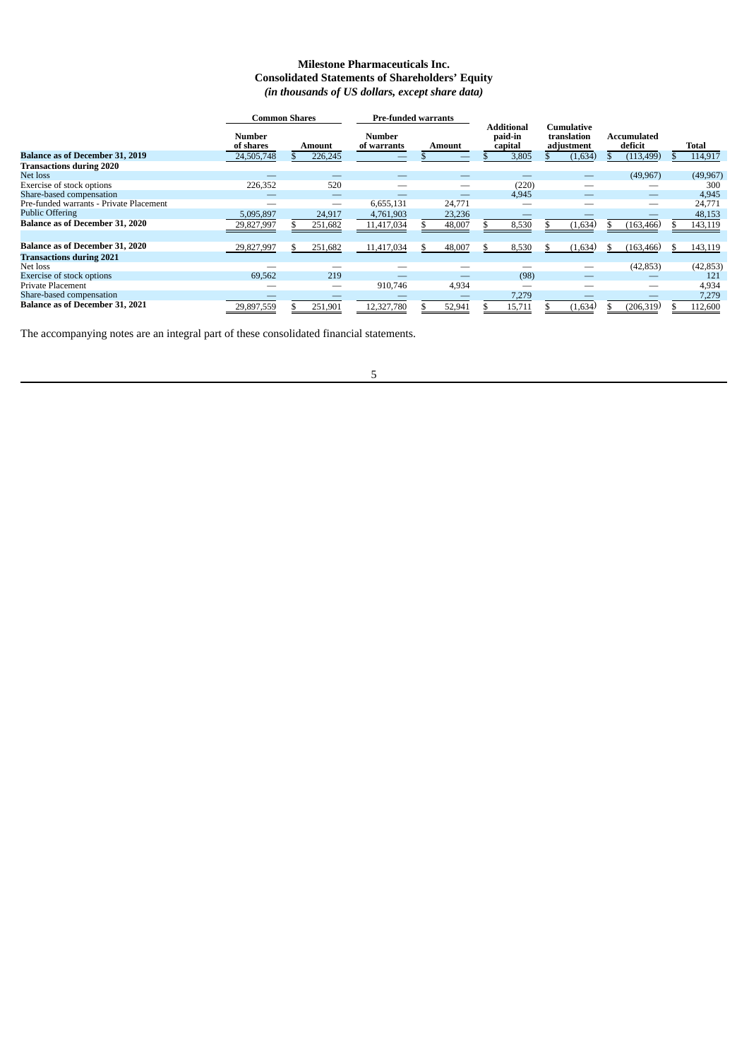# Milestone Pharmaceuticals Inc.
## Consolidated Statements of Shareholders' Equity
### *(in thousands of US dollars, except share data)*

| | Common Shares | | Pre-funded warrants | | | | | |
|---|---|---|---|---|---|---|---|---|
| | Number of shares | Amount | Number of warrants | Amount | Additional paid-in capital | Cumulative translation adjustment | Accumulated deficit | Total |
| **Balance as of December 31, 2019** | 24,505,748 | $ 226,245 | — | $ — | $ 3,805 | $ (1,634) | $ (113,499) | $ 114,917 |
| **Transactions during 2020** | | | | | | | | |
| Net loss | — | — | — | — | — | — | (49,967) | (49,967) |
| Exercise of stock options | 226,352 | 520 | — | — | (220) | — | — | 300 |
| Share-based compensation | — | — | — | — | 4,945 | — | — | 4,945 |
| Pre-funded warrants - Private Placement | — | — | 6,655,131 | 24,771 | — | — | — | 24,771 |
| Public Offering | 5,095,897 | 24,917 | 4,761,903 | 23,236 | — | — | — | 48,153 |
| **Balance as of December 31, 2020** | 29,827,997 | $ 251,682 | 11,417,034 | $ 48,007 | $ 8,530 | $ (1,634) | $ (163,466) | $ 143,119 |
| | | | | | | | | |
| **Balance as of December 31, 2020** | 29,827,997 | $ 251,682 | 11,417,034 | $ 48,007 | $ 8,530 | $ (1,634) | $ (163,466) | $ 143,119 |
| **Transactions during 2021** | | | | | | | | |
| Net loss | — | — | — | — | — | — | (42,853) | (42,853) |
| Exercise of stock options | 69,562 | 219 | — | — | (98) | — | — | 121 |
| Private Placement | — | — | 910,746 | 4,934 | — | — | — | 4,934 |
| Share-based compensation | — | — | — | — | 7,279 | — | — | 7,279 |
| **Balance as of December 31, 2021** | 29,897,559 | $ 251,901 | 12,327,780 | $ 52,941 | $ 15,711 | $ (1,634) | $ (206,319) | $ 112,600 |

The accompanying notes are an integral part of these consolidated financial statements.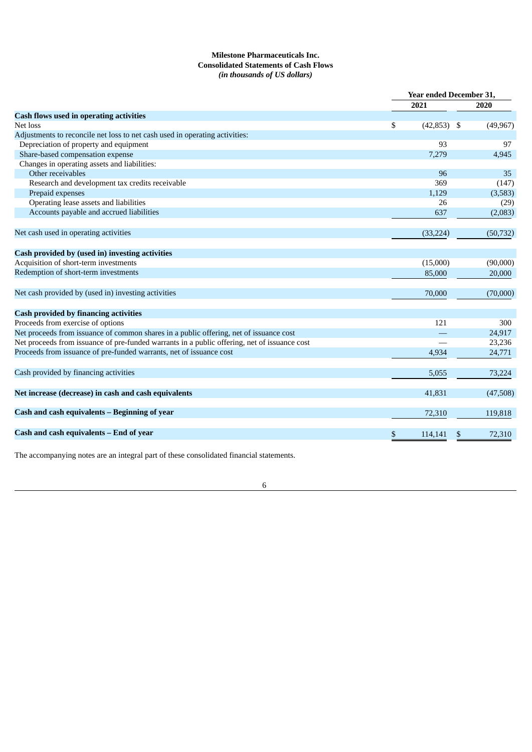**Milestone Pharmaceuticals Inc.**
**Consolidated Statements of Cash Flows**
***(in thousands of US dollars)***

| | Year ended December 31, | |
|---|---|---|
| | 2021 | 2020 |
| **Cash flows used in operating activities** | | |
| Net loss | $ (42,853) | $ (49,967) |
| Adjustments to reconcile net loss to net cash used in operating activities: | | |
| Depreciation of property and equipment | 93 | 97 |
| Share-based compensation expense | 7,279 | 4,945 |
| Changes in operating assets and liabilities: | | |
| Other receivables | 96 | 35 |
| Research and development tax credits receivable | 369 | (147) |
| Prepaid expenses | 1,129 | (3,583) |
| Operating lease assets and liabilities | 26 | (29) |
| Accounts payable and accrued liabilities | 637 | (2,083) |
| Net cash used in operating activities | (33,224) | (50,732) |
| **Cash provided by (used in) investing activities** | | |
| Acquisition of short-term investments | (15,000) | (90,000) |
| Redemption of short-term investments | 85,000 | 20,000 |
| Net cash provided by (used in) investing activities | 70,000 | (70,000) |
| **Cash provided by financing activities** | | |
| Proceeds from exercise of options | 121 | 300 |
| Net proceeds from issuance of common shares in a public offering, net of issuance cost | — | 24,917 |
| Net proceeds from issuance of pre-funded warrants in a public offering, net of issuance cost | — | 23,236 |
| Proceeds from issuance of pre-funded warrants, net of issuance cost | 4,934 | 24,771 |
| Cash provided by financing activities | 5,055 | 73,224 |
| **Net increase (decrease) in cash and cash equivalents** | 41,831 | (47,508) |
| **Cash and cash equivalents – Beginning of year** | 72,310 | 119,818 |
| **Cash and cash equivalents – End of year** | $ 114,141 | $ 72,310 |

The accompanying notes are an integral part of these consolidated financial statements.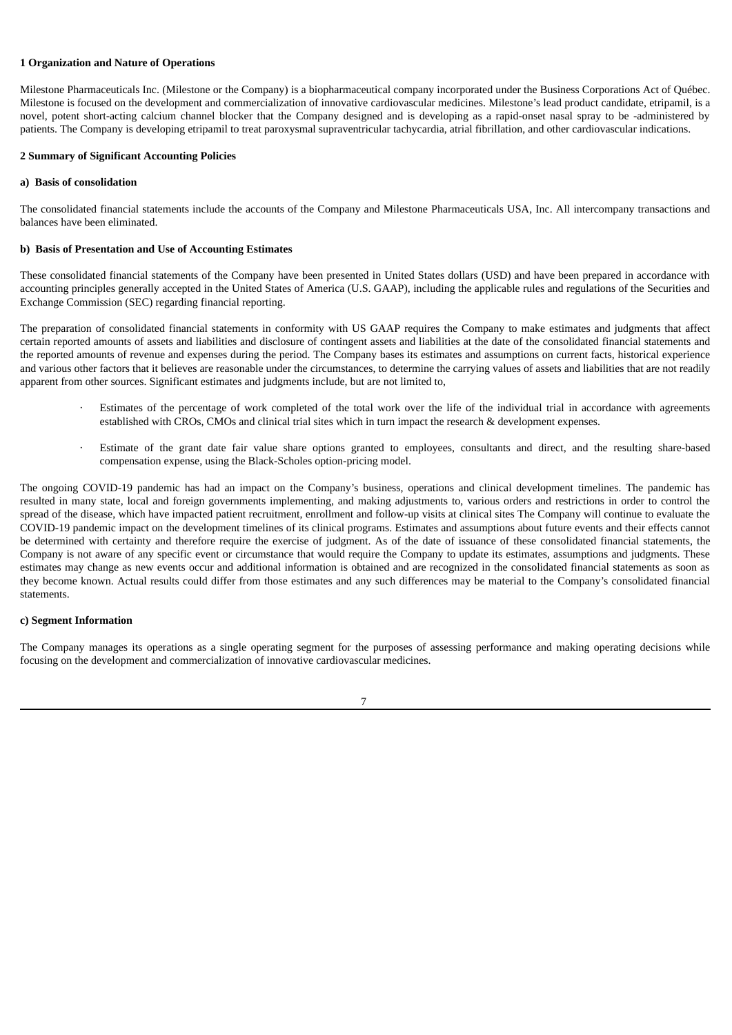**1 Organization and Nature of Operations**

Milestone Pharmaceuticals Inc. (Milestone or the Company) is a biopharmaceutical company incorporated under the Business Corporations Act of Québec. Milestone is focused on the development and commercialization of innovative cardiovascular medicines. Milestone's lead product candidate, etripamil, is a novel, potent short-acting calcium channel blocker that the Company designed and is developing as a rapid-onset nasal spray to be -administered by patients. The Company is developing etripamil to treat paroxysmal supraventricular tachycardia, atrial fibrillation, and other cardiovascular indications.

**2 Summary of Significant Accounting Policies**

**a) Basis of consolidation**

The consolidated financial statements include the accounts of the Company and Milestone Pharmaceuticals USA, Inc. All intercompany transactions and balances have been eliminated.

**b) Basis of Presentation and Use of Accounting Estimates**

These consolidated financial statements of the Company have been presented in United States dollars (USD) and have been prepared in accordance with accounting principles generally accepted in the United States of America (U.S. GAAP), including the applicable rules and regulations of the Securities and Exchange Commission (SEC) regarding financial reporting.

The preparation of consolidated financial statements in conformity with US GAAP requires the Company to make estimates and judgments that affect certain reported amounts of assets and liabilities and disclosure of contingent assets and liabilities at the date of the consolidated financial statements and the reported amounts of revenue and expenses during the period. The Company bases its estimates and assumptions on current facts, historical experience and various other factors that it believes are reasonable under the circumstances, to determine the carrying values of assets and liabilities that are not readily apparent from other sources. Significant estimates and judgments include, but are not limited to,

- Estimates of the percentage of work completed of the total work over the life of the individual trial in accordance with agreements established with CROs, CMOs and clinical trial sites which in turn impact the research & development expenses.

- Estimate of the grant date fair value share options granted to employees, consultants and direct, and the resulting share-based compensation expense, using the Black-Scholes option-pricing model.

The ongoing COVID-19 pandemic has had an impact on the Company's business, operations and clinical development timelines. The pandemic has resulted in many state, local and foreign governments implementing, and making adjustments to, various orders and restrictions in order to control the spread of the disease, which have impacted patient recruitment, enrollment and follow-up visits at clinical sites The Company will continue to evaluate the COVID-19 pandemic impact on the development timelines of its clinical programs. Estimates and assumptions about future events and their effects cannot be determined with certainty and therefore require the exercise of judgment. As of the date of issuance of these consolidated financial statements, the Company is not aware of any specific event or circumstance that would require the Company to update its estimates, assumptions and judgments. These estimates may change as new events occur and additional information is obtained and are recognized in the consolidated financial statements as soon as they become known. Actual results could differ from those estimates and any such differences may be material to the Company's consolidated financial statements.

**c) Segment Information**

The Company manages its operations as a single operating segment for the purposes of assessing performance and making operating decisions while focusing on the development and commercialization of innovative cardiovascular medicines.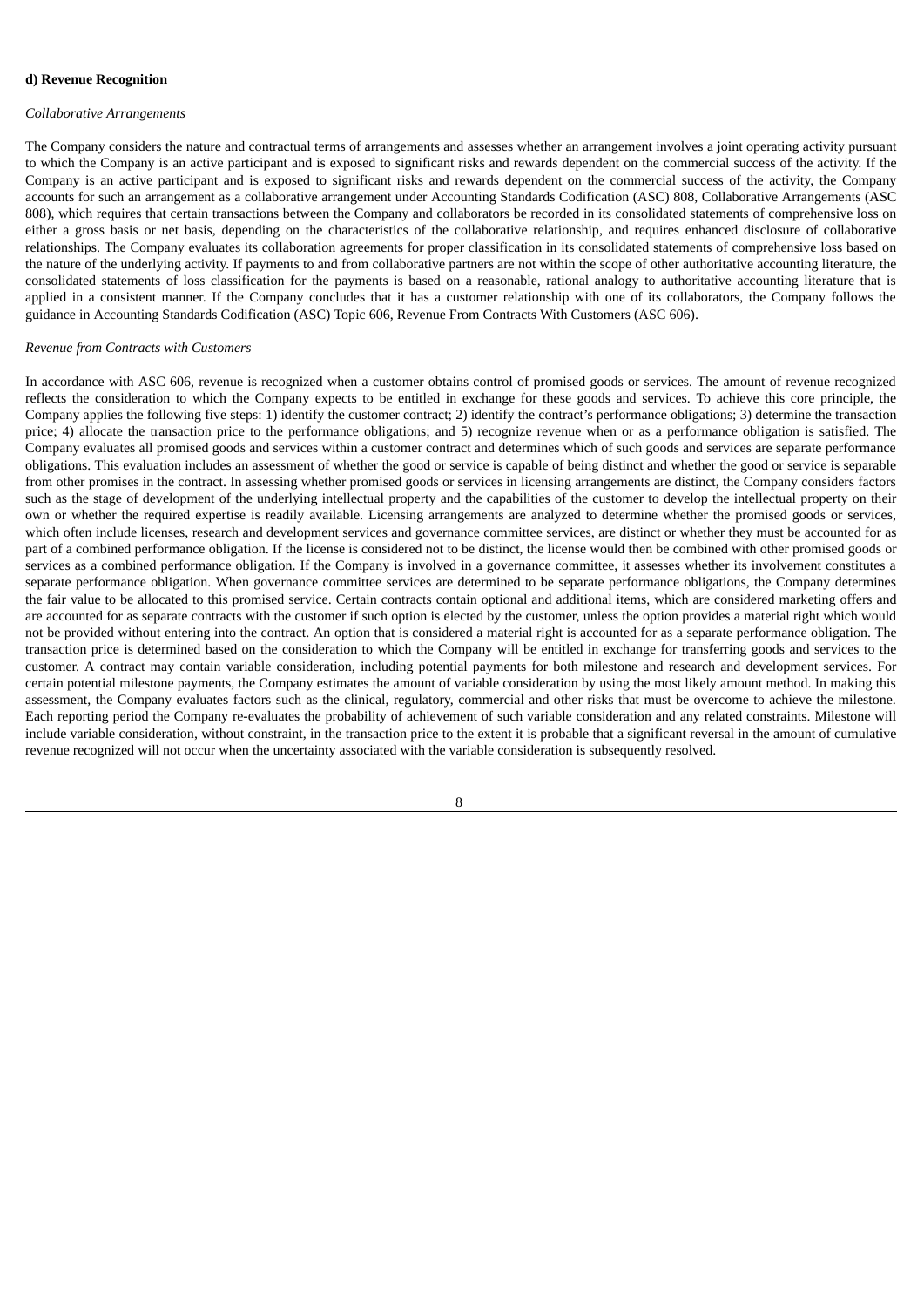**d) Revenue Recognition**

*Collaborative Arrangements*

The Company considers the nature and contractual terms of arrangements and assesses whether an arrangement involves a joint operating activity pursuant to which the Company is an active participant and is exposed to significant risks and rewards dependent on the commercial success of the activity. If the Company is an active participant and is exposed to significant risks and rewards dependent on the commercial success of the activity, the Company accounts for such an arrangement as a collaborative arrangement under Accounting Standards Codification (ASC) 808, Collaborative Arrangements (ASC 808), which requires that certain transactions between the Company and collaborators be recorded in its consolidated statements of comprehensive loss on either a gross basis or net basis, depending on the characteristics of the collaborative relationship, and requires enhanced disclosure of collaborative relationships. The Company evaluates its collaboration agreements for proper classification in its consolidated statements of comprehensive loss based on the nature of the underlying activity. If payments to and from collaborative partners are not within the scope of other authoritative accounting literature, the consolidated statements of loss classification for the payments is based on a reasonable, rational analogy to authoritative accounting literature that is applied in a consistent manner. If the Company concludes that it has a customer relationship with one of its collaborators, the Company follows the guidance in Accounting Standards Codification (ASC) Topic 606, Revenue From Contracts With Customers (ASC 606).

*Revenue from Contracts with Customers*

In accordance with ASC 606, revenue is recognized when a customer obtains control of promised goods or services. The amount of revenue recognized reflects the consideration to which the Company expects to be entitled in exchange for these goods and services. To achieve this core principle, the Company applies the following five steps: 1) identify the customer contract; 2) identify the contract's performance obligations; 3) determine the transaction price; 4) allocate the transaction price to the performance obligations; and 5) recognize revenue when or as a performance obligation is satisfied. The Company evaluates all promised goods and services within a customer contract and determines which of such goods and services are separate performance obligations. This evaluation includes an assessment of whether the good or service is capable of being distinct and whether the good or service is separable from other promises in the contract. In assessing whether promised goods or services in licensing arrangements are distinct, the Company considers factors such as the stage of development of the underlying intellectual property and the capabilities of the customer to develop the intellectual property on their own or whether the required expertise is readily available. Licensing arrangements are analyzed to determine whether the promised goods or services, which often include licenses, research and development services and governance committee services, are distinct or whether they must be accounted for as part of a combined performance obligation. If the license is considered not to be distinct, the license would then be combined with other promised goods or services as a combined performance obligation. If the Company is involved in a governance committee, it assesses whether its involvement constitutes a separate performance obligation. When governance committee services are determined to be separate performance obligations, the Company determines the fair value to be allocated to this promised service. Certain contracts contain optional and additional items, which are considered marketing offers and are accounted for as separate contracts with the customer if such option is elected by the customer, unless the option provides a material right which would not be provided without entering into the contract. An option that is considered a material right is accounted for as a separate performance obligation. The transaction price is determined based on the consideration to which the Company will be entitled in exchange for transferring goods and services to the customer. A contract may contain variable consideration, including potential payments for both milestone and research and development services. For certain potential milestone payments, the Company estimates the amount of variable consideration by using the most likely amount method. In making this assessment, the Company evaluates factors such as the clinical, regulatory, commercial and other risks that must be overcome to achieve the milestone. Each reporting period the Company re-evaluates the probability of achievement of such variable consideration and any related constraints. Milestone will include variable consideration, without constraint, in the transaction price to the extent it is probable that a significant reversal in the amount of cumulative revenue recognized will not occur when the uncertainty associated with the variable consideration is subsequently resolved.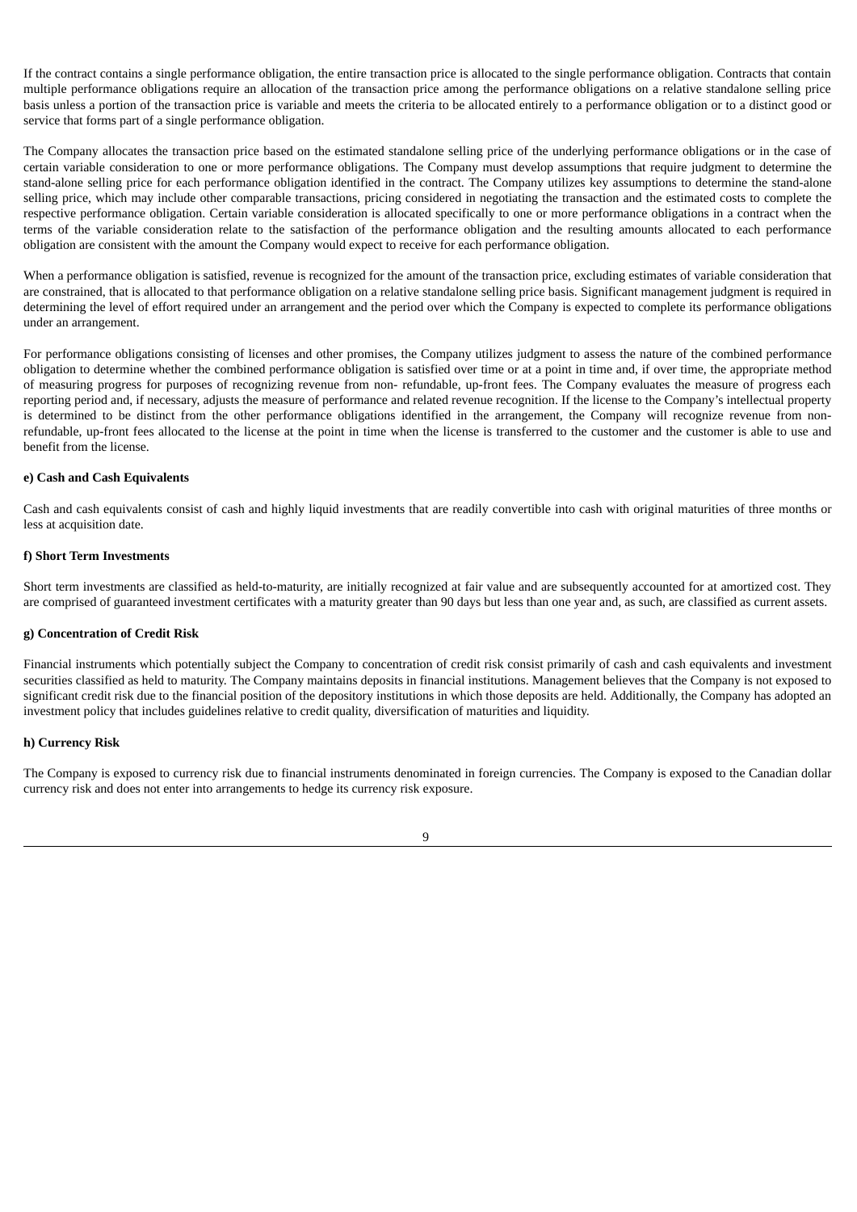If the contract contains a single performance obligation, the entire transaction price is allocated to the single performance obligation. Contracts that contain multiple performance obligations require an allocation of the transaction price among the performance obligations on a relative standalone selling price basis unless a portion of the transaction price is variable and meets the criteria to be allocated entirely to a performance obligation or to a distinct good or service that forms part of a single performance obligation.

The Company allocates the transaction price based on the estimated standalone selling price of the underlying performance obligations or in the case of certain variable consideration to one or more performance obligations. The Company must develop assumptions that require judgment to determine the stand-alone selling price for each performance obligation identified in the contract. The Company utilizes key assumptions to determine the stand-alone selling price, which may include other comparable transactions, pricing considered in negotiating the transaction and the estimated costs to complete the respective performance obligation. Certain variable consideration is allocated specifically to one or more performance obligations in a contract when the terms of the variable consideration relate to the satisfaction of the performance obligation and the resulting amounts allocated to each performance obligation are consistent with the amount the Company would expect to receive for each performance obligation.

When a performance obligation is satisfied, revenue is recognized for the amount of the transaction price, excluding estimates of variable consideration that are constrained, that is allocated to that performance obligation on a relative standalone selling price basis. Significant management judgment is required in determining the level of effort required under an arrangement and the period over which the Company is expected to complete its performance obligations under an arrangement.

For performance obligations consisting of licenses and other promises, the Company utilizes judgment to assess the nature of the combined performance obligation to determine whether the combined performance obligation is satisfied over time or at a point in time and, if over time, the appropriate method of measuring progress for purposes of recognizing revenue from non- refundable, up-front fees. The Company evaluates the measure of progress each reporting period and, if necessary, adjusts the measure of performance and related revenue recognition. If the license to the Company's intellectual property is determined to be distinct from the other performance obligations identified in the arrangement, the Company will recognize revenue from non-refundable, up-front fees allocated to the license at the point in time when the license is transferred to the customer and the customer is able to use and benefit from the license.

**e) Cash and Cash Equivalents**

Cash and cash equivalents consist of cash and highly liquid investments that are readily convertible into cash with original maturities of three months or less at acquisition date.

**f) Short Term Investments**

Short term investments are classified as held-to-maturity, are initially recognized at fair value and are subsequently accounted for at amortized cost. They are comprised of guaranteed investment certificates with a maturity greater than 90 days but less than one year and, as such, are classified as current assets.

**g) Concentration of Credit Risk**

Financial instruments which potentially subject the Company to concentration of credit risk consist primarily of cash and cash equivalents and investment securities classified as held to maturity. The Company maintains deposits in financial institutions. Management believes that the Company is not exposed to significant credit risk due to the financial position of the depository institutions in which those deposits are held. Additionally, the Company has adopted an investment policy that includes guidelines relative to credit quality, diversification of maturities and liquidity.

**h) Currency Risk**

The Company is exposed to currency risk due to financial instruments denominated in foreign currencies. The Company is exposed to the Canadian dollar currency risk and does not enter into arrangements to hedge its currency risk exposure.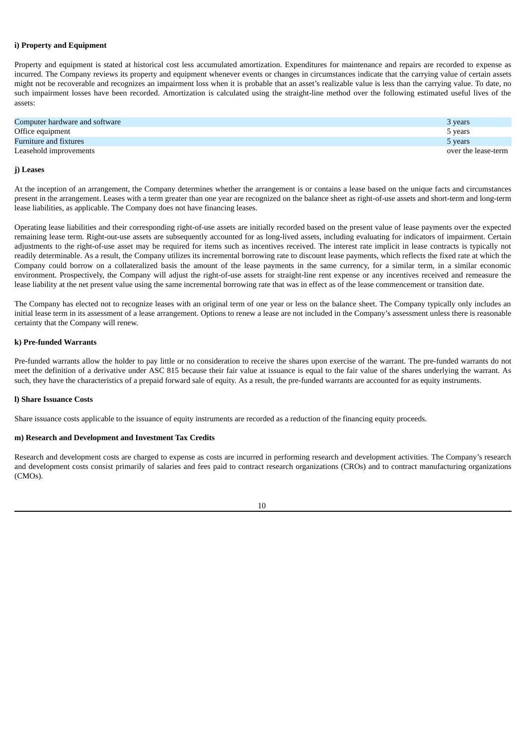**i) Property and Equipment**

Property and equipment is stated at historical cost less accumulated amortization. Expenditures for maintenance and repairs are recorded to expense as incurred. The Company reviews its property and equipment whenever events or changes in circumstances indicate that the carrying value of certain assets might not be recoverable and recognizes an impairment loss when it is probable that an asset's realizable value is less than the carrying value. To date, no such impairment losses have been recorded. Amortization is calculated using the straight-line method over the following estimated useful lives of the assets:

| | |
|---|---|
| Computer hardware and software | 3 years |
| Office equipment | 5 years |
| Furniture and fixtures | 5 years |
| Leasehold improvements | over the lease-term |

**j) Leases**

At the inception of an arrangement, the Company determines whether the arrangement is or contains a lease based on the unique facts and circumstances present in the arrangement. Leases with a term greater than one year are recognized on the balance sheet as right-of-use assets and short-term and long-term lease liabilities, as applicable. The Company does not have financing leases.

Operating lease liabilities and their corresponding right-of-use assets are initially recorded based on the present value of lease payments over the expected remaining lease term. Right-out-use assets are subsequently accounted for as long-lived assets, including evaluating for indicators of impairment. Certain adjustments to the right-of-use asset may be required for items such as incentives received. The interest rate implicit in lease contracts is typically not readily determinable. As a result, the Company utilizes its incremental borrowing rate to discount lease payments, which reflects the fixed rate at which the Company could borrow on a collateralized basis the amount of the lease payments in the same currency, for a similar term, in a similar economic environment. Prospectively, the Company will adjust the right-of-use assets for straight-line rent expense or any incentives received and remeasure the lease liability at the net present value using the same incremental borrowing rate that was in effect as of the lease commencement or transition date.

The Company has elected not to recognize leases with an original term of one year or less on the balance sheet. The Company typically only includes an initial lease term in its assessment of a lease arrangement. Options to renew a lease are not included in the Company's assessment unless there is reasonable certainty that the Company will renew.

**k) Pre-funded Warrants**

Pre-funded warrants allow the holder to pay little or no consideration to receive the shares upon exercise of the warrant. The pre-funded warrants do not meet the definition of a derivative under ASC 815 because their fair value at issuance is equal to the fair value of the shares underlying the warrant. As such, they have the characteristics of a prepaid forward sale of equity. As a result, the pre-funded warrants are accounted for as equity instruments.

**l) Share Issuance Costs**

Share issuance costs applicable to the issuance of equity instruments are recorded as a reduction of the financing equity proceeds.

**m) Research and Development and Investment Tax Credits**

Research and development costs are charged to expense as costs are incurred in performing research and development activities. The Company's research and development costs consist primarily of salaries and fees paid to contract research organizations (CROs) and to contract manufacturing organizations (CMOs).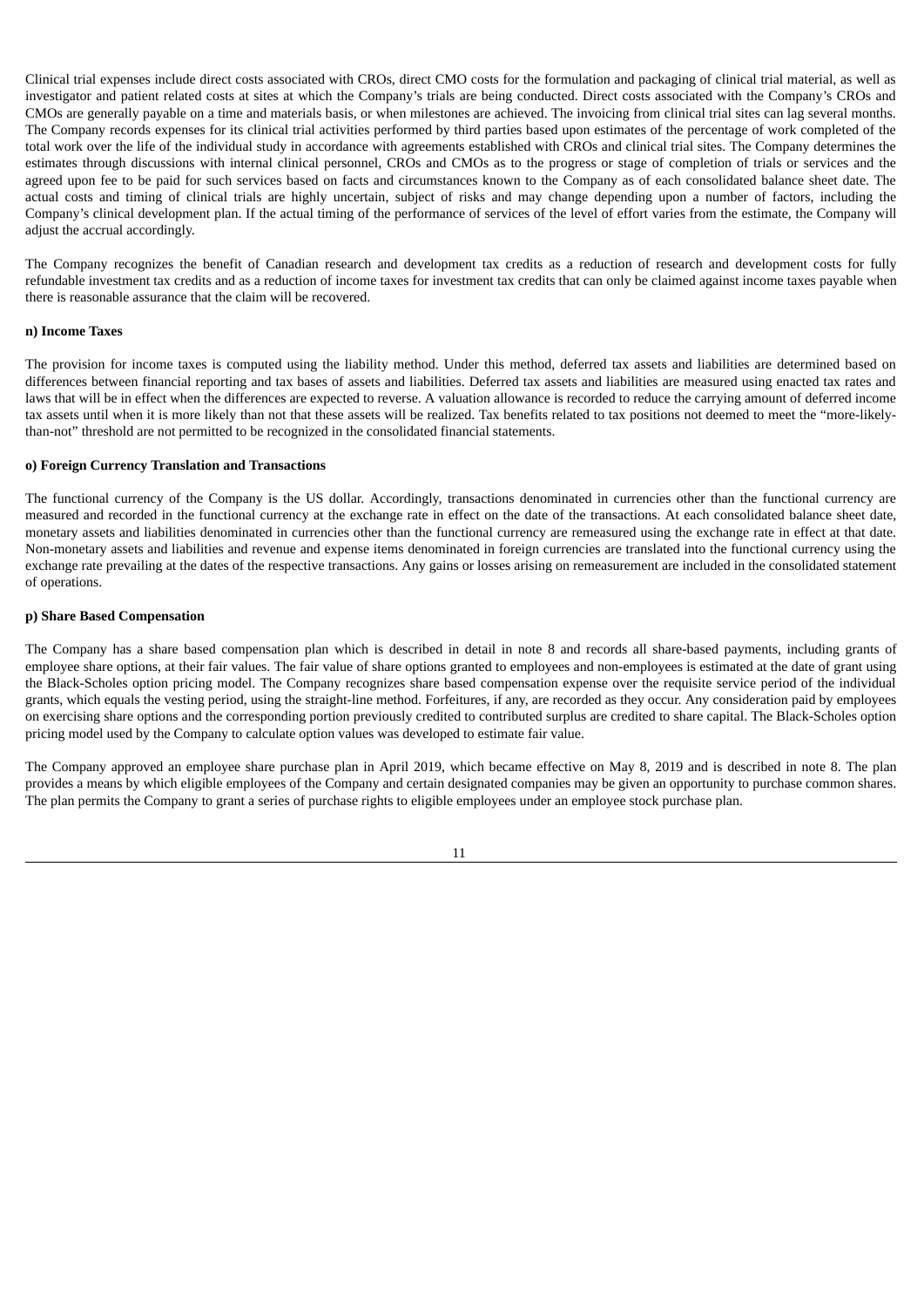Clinical trial expenses include direct costs associated with CROs, direct CMO costs for the formulation and packaging of clinical trial material, as well as investigator and patient related costs at sites at which the Company's trials are being conducted. Direct costs associated with the Company's CROs and CMOs are generally payable on a time and materials basis, or when milestones are achieved. The invoicing from clinical trial sites can lag several months. The Company records expenses for its clinical trial activities performed by third parties based upon estimates of the percentage of work completed of the total work over the life of the individual study in accordance with agreements established with CROs and clinical trial sites. The Company determines the estimates through discussions with internal clinical personnel, CROs and CMOs as to the progress or stage of completion of trials or services and the agreed upon fee to be paid for such services based on facts and circumstances known to the Company as of each consolidated balance sheet date. The actual costs and timing of clinical trials are highly uncertain, subject of risks and may change depending upon a number of factors, including the Company's clinical development plan. If the actual timing of the performance of services of the level of effort varies from the estimate, the Company will adjust the accrual accordingly.

The Company recognizes the benefit of Canadian research and development tax credits as a reduction of research and development costs for fully refundable investment tax credits and as a reduction of income taxes for investment tax credits that can only be claimed against income taxes payable when there is reasonable assurance that the claim will be recovered.

**n) Income Taxes**

The provision for income taxes is computed using the liability method. Under this method, deferred tax assets and liabilities are determined based on differences between financial reporting and tax bases of assets and liabilities. Deferred tax assets and liabilities are measured using enacted tax rates and laws that will be in effect when the differences are expected to reverse. A valuation allowance is recorded to reduce the carrying amount of deferred income tax assets until when it is more likely than not that these assets will be realized. Tax benefits related to tax positions not deemed to meet the "more-likely-than-not" threshold are not permitted to be recognized in the consolidated financial statements.

**o) Foreign Currency Translation and Transactions**

The functional currency of the Company is the US dollar. Accordingly, transactions denominated in currencies other than the functional currency are measured and recorded in the functional currency at the exchange rate in effect on the date of the transactions. At each consolidated balance sheet date, monetary assets and liabilities denominated in currencies other than the functional currency are remeasured using the exchange rate in effect at that date. Non-monetary assets and liabilities and revenue and expense items denominated in foreign currencies are translated into the functional currency using the exchange rate prevailing at the dates of the respective transactions. Any gains or losses arising on remeasurement are included in the consolidated statement of operations.

**p) Share Based Compensation**

The Company has a share based compensation plan which is described in detail in note 8 and records all share-based payments, including grants of employee share options, at their fair values. The fair value of share options granted to employees and non-employees is estimated at the date of grant using the Black-Scholes option pricing model. The Company recognizes share based compensation expense over the requisite service period of the individual grants, which equals the vesting period, using the straight-line method. Forfeitures, if any, are recorded as they occur. Any consideration paid by employees on exercising share options and the corresponding portion previously credited to contributed surplus are credited to share capital. The Black-Scholes option pricing model used by the Company to calculate option values was developed to estimate fair value.

The Company approved an employee share purchase plan in April 2019, which became effective on May 8, 2019 and is described in note 8. The plan provides a means by which eligible employees of the Company and certain designated companies may be given an opportunity to purchase common shares. The plan permits the Company to grant a series of purchase rights to eligible employees under an employee stock purchase plan.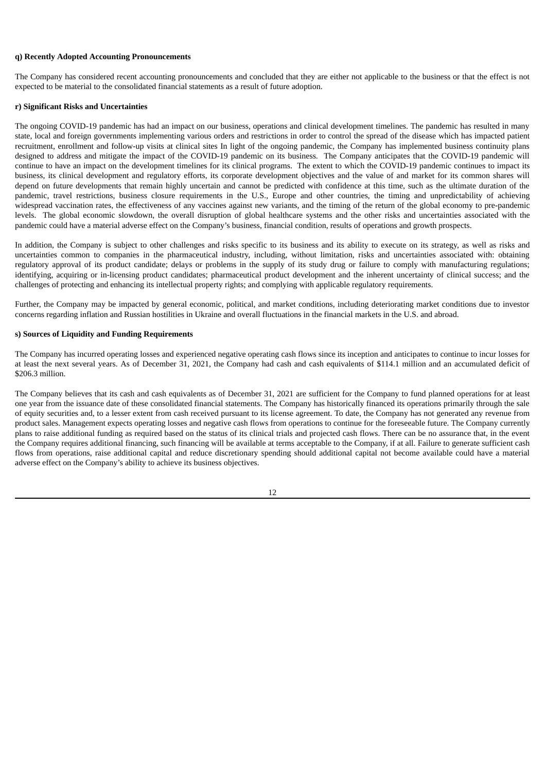**q) Recently Adopted Accounting Pronouncements**

The Company has considered recent accounting pronouncements and concluded that they are either not applicable to the business or that the effect is not expected to be material to the consolidated financial statements as a result of future adoption.

**r) Significant Risks and Uncertainties**

The ongoing COVID-19 pandemic has had an impact on our business, operations and clinical development timelines. The pandemic has resulted in many state, local and foreign governments implementing various orders and restrictions in order to control the spread of the disease which has impacted patient recruitment, enrollment and follow-up visits at clinical sites In light of the ongoing pandemic, the Company has implemented business continuity plans designed to address and mitigate the impact of the COVID-19 pandemic on its business. The Company anticipates that the COVID-19 pandemic will continue to have an impact on the development timelines for its clinical programs. The extent to which the COVID-19 pandemic continues to impact its business, its clinical development and regulatory efforts, its corporate development objectives and the value of and market for its common shares will depend on future developments that remain highly uncertain and cannot be predicted with confidence at this time, such as the ultimate duration of the pandemic, travel restrictions, business closure requirements in the U.S., Europe and other countries, the timing and unpredictability of achieving widespread vaccination rates, the effectiveness of any vaccines against new variants, and the timing of the return of the global economy to pre-pandemic levels. The global economic slowdown, the overall disruption of global healthcare systems and the other risks and uncertainties associated with the pandemic could have a material adverse effect on the Company's business, financial condition, results of operations and growth prospects.

In addition, the Company is subject to other challenges and risks specific to its business and its ability to execute on its strategy, as well as risks and uncertainties common to companies in the pharmaceutical industry, including, without limitation, risks and uncertainties associated with: obtaining regulatory approval of its product candidate; delays or problems in the supply of its study drug or failure to comply with manufacturing regulations; identifying, acquiring or in-licensing product candidates; pharmaceutical product development and the inherent uncertainty of clinical success; and the challenges of protecting and enhancing its intellectual property rights; and complying with applicable regulatory requirements.

Further, the Company may be impacted by general economic, political, and market conditions, including deteriorating market conditions due to investor concerns regarding inflation and Russian hostilities in Ukraine and overall fluctuations in the financial markets in the U.S. and abroad.

**s) Sources of Liquidity and Funding Requirements**

The Company has incurred operating losses and experienced negative operating cash flows since its inception and anticipates to continue to incur losses for at least the next several years. As of December 31, 2021, the Company had cash and cash equivalents of $114.1 million and an accumulated deficit of $206.3 million.

The Company believes that its cash and cash equivalents as of December 31, 2021 are sufficient for the Company to fund planned operations for at least one year from the issuance date of these consolidated financial statements. The Company has historically financed its operations primarily through the sale of equity securities and, to a lesser extent from cash received pursuant to its license agreement. To date, the Company has not generated any revenue from product sales. Management expects operating losses and negative cash flows from operations to continue for the foreseeable future. The Company currently plans to raise additional funding as required based on the status of its clinical trials and projected cash flows. There can be no assurance that, in the event the Company requires additional financing, such financing will be available at terms acceptable to the Company, if at all. Failure to generate sufficient cash flows from operations, raise additional capital and reduce discretionary spending should additional capital not become available could have a material adverse effect on the Company's ability to achieve its business objectives.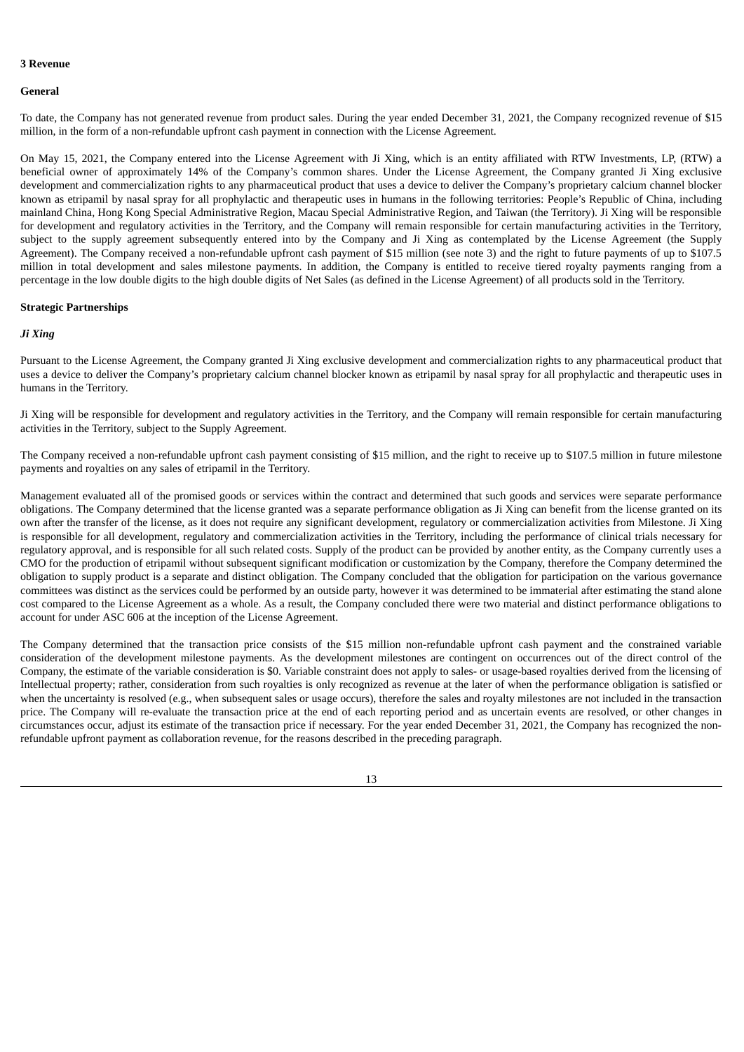## 3 Revenue

### General

To date, the Company has not generated revenue from product sales. During the year ended December 31, 2021, the Company recognized revenue of $15 million, in the form of a non-refundable upfront cash payment in connection with the License Agreement.

On May 15, 2021, the Company entered into the License Agreement with Ji Xing, which is an entity affiliated with RTW Investments, LP, (RTW) a beneficial owner of approximately 14% of the Company's common shares. Under the License Agreement, the Company granted Ji Xing exclusive development and commercialization rights to any pharmaceutical product that uses a device to deliver the Company's proprietary calcium channel blocker known as etripamil by nasal spray for all prophylactic and therapeutic uses in humans in the following territories: People's Republic of China, including mainland China, Hong Kong Special Administrative Region, Macau Special Administrative Region, and Taiwan (the Territory). Ji Xing will be responsible for development and regulatory activities in the Territory, and the Company will remain responsible for certain manufacturing activities in the Territory, subject to the supply agreement subsequently entered into by the Company and Ji Xing as contemplated by the License Agreement (the Supply Agreement). The Company received a non-refundable upfront cash payment of $15 million (see note 3) and the right to future payments of up to $107.5 million in total development and sales milestone payments. In addition, the Company is entitled to receive tiered royalty payments ranging from a percentage in the low double digits to the high double digits of Net Sales (as defined in the License Agreement) of all products sold in the Territory.

### Strategic Partnerships

#### *Ji Xing*

Pursuant to the License Agreement, the Company granted Ji Xing exclusive development and commercialization rights to any pharmaceutical product that uses a device to deliver the Company's proprietary calcium channel blocker known as etripamil by nasal spray for all prophylactic and therapeutic uses in humans in the Territory.

Ji Xing will be responsible for development and regulatory activities in the Territory, and the Company will remain responsible for certain manufacturing activities in the Territory, subject to the Supply Agreement.

The Company received a non-refundable upfront cash payment consisting of $15 million, and the right to receive up to $107.5 million in future milestone payments and royalties on any sales of etripamil in the Territory.

Management evaluated all of the promised goods or services within the contract and determined that such goods and services were separate performance obligations. The Company determined that the license granted was a separate performance obligation as Ji Xing can benefit from the license granted on its own after the transfer of the license, as it does not require any significant development, regulatory or commercialization activities from Milestone. Ji Xing is responsible for all development, regulatory and commercialization activities in the Territory, including the performance of clinical trials necessary for regulatory approval, and is responsible for all such related costs. Supply of the product can be provided by another entity, as the Company currently uses a CMO for the production of etripamil without subsequent significant modification or customization by the Company, therefore the Company determined the obligation to supply product is a separate and distinct obligation. The Company concluded that the obligation for participation on the various governance committees was distinct as the services could be performed by an outside party, however it was determined to be immaterial after estimating the stand alone cost compared to the License Agreement as a whole. As a result, the Company concluded there were two material and distinct performance obligations to account for under ASC 606 at the inception of the License Agreement.

The Company determined that the transaction price consists of the $15 million non-refundable upfront cash payment and the constrained variable consideration of the development milestone payments. As the development milestones are contingent on occurrences out of the direct control of the Company, the estimate of the variable consideration is $0. Variable constraint does not apply to sales- or usage-based royalties derived from the licensing of Intellectual property; rather, consideration from such royalties is only recognized as revenue at the later of when the performance obligation is satisfied or when the uncertainty is resolved (e.g., when subsequent sales or usage occurs), therefore the sales and royalty milestones are not included in the transaction price. The Company will re-evaluate the transaction price at the end of each reporting period and as uncertain events are resolved, or other changes in circumstances occur, adjust its estimate of the transaction price if necessary. For the year ended December 31, 2021, the Company has recognized the non-refundable upfront payment as collaboration revenue, for the reasons described in the preceding paragraph.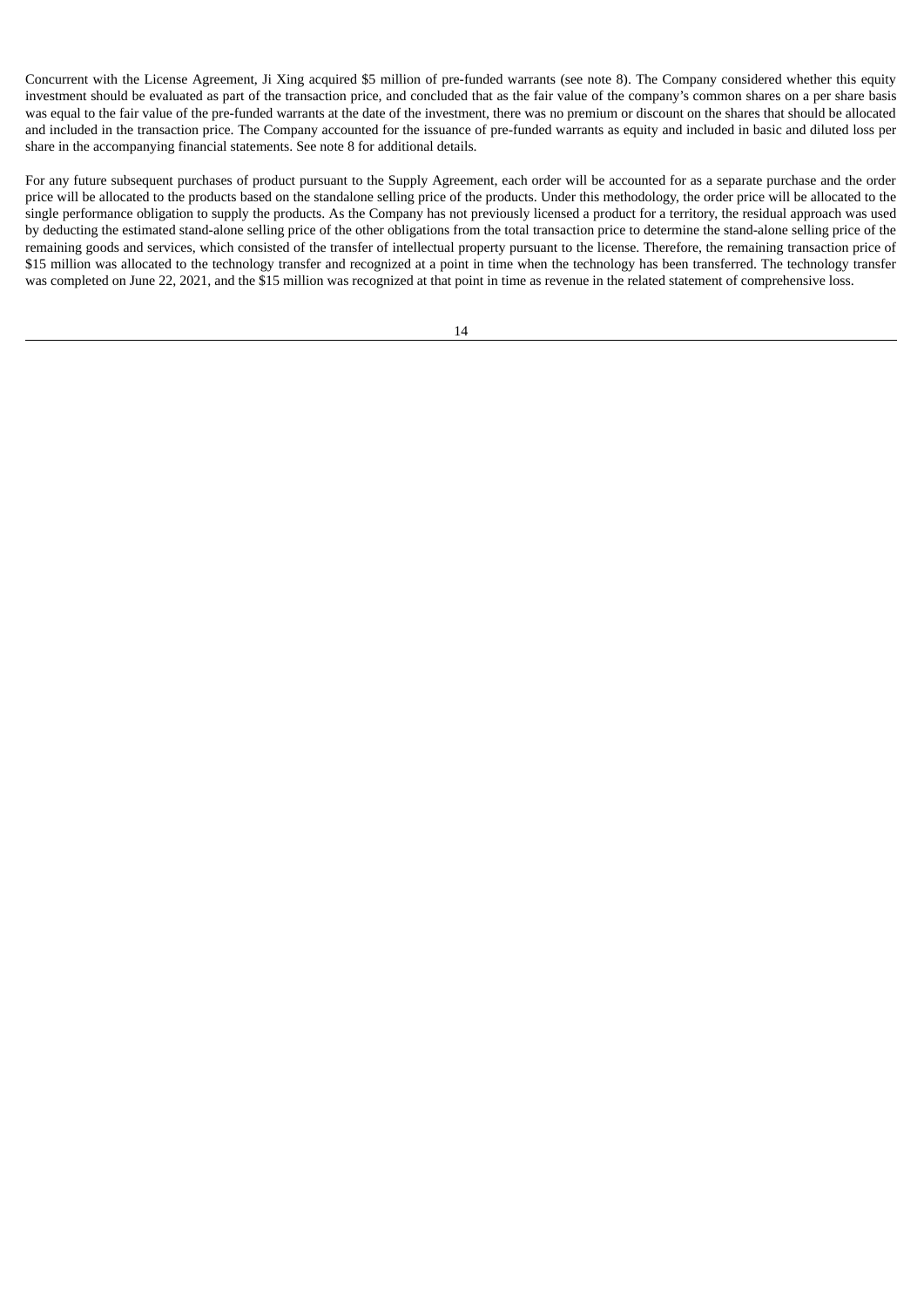Concurrent with the License Agreement, Ji Xing acquired $5 million of pre-funded warrants (see note 8). The Company considered whether this equity investment should be evaluated as part of the transaction price, and concluded that as the fair value of the company's common shares on a per share basis was equal to the fair value of the pre-funded warrants at the date of the investment, there was no premium or discount on the shares that should be allocated and included in the transaction price. The Company accounted for the issuance of pre-funded warrants as equity and included in basic and diluted loss per share in the accompanying financial statements. See note 8 for additional details.

For any future subsequent purchases of product pursuant to the Supply Agreement, each order will be accounted for as a separate purchase and the order price will be allocated to the products based on the standalone selling price of the products. Under this methodology, the order price will be allocated to the single performance obligation to supply the products. As the Company has not previously licensed a product for a territory, the residual approach was used by deducting the estimated stand-alone selling price of the other obligations from the total transaction price to determine the stand-alone selling price of the remaining goods and services, which consisted of the transfer of intellectual property pursuant to the license. Therefore, the remaining transaction price of $15 million was allocated to the technology transfer and recognized at a point in time when the technology has been transferred. The technology transfer was completed on June 22, 2021, and the $15 million was recognized at that point in time as revenue in the related statement of comprehensive loss.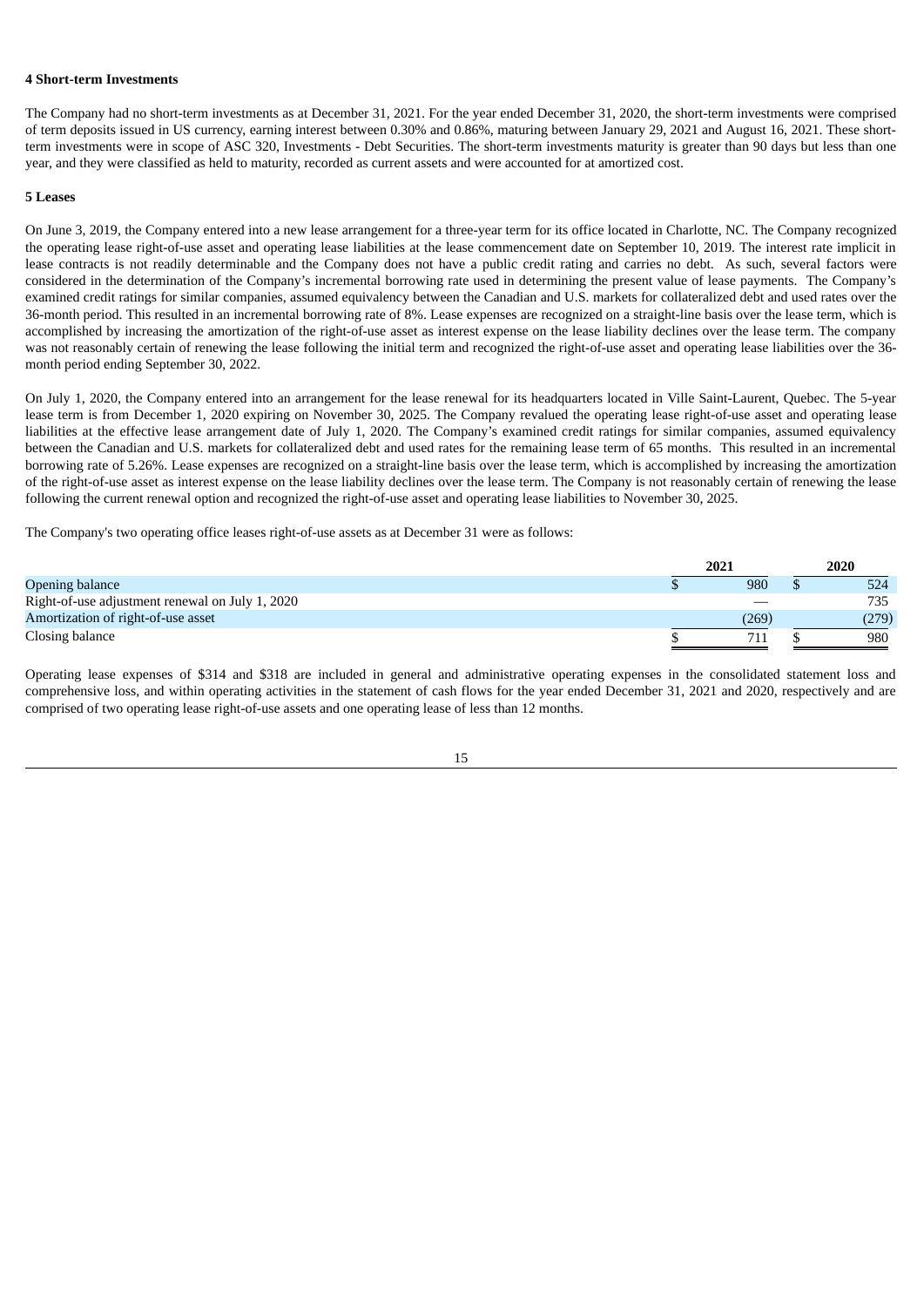**4 Short-term Investments**

The Company had no short-term investments as at December 31, 2021. For the year ended December 31, 2020, the short-term investments were comprised of term deposits issued in US currency, earning interest between 0.30% and 0.86%, maturing between January 29, 2021 and August 16, 2021. These short-term investments were in scope of ASC 320, Investments - Debt Securities. The short-term investments maturity is greater than 90 days but less than one year, and they were classified as held to maturity, recorded as current assets and were accounted for at amortized cost.

**5 Leases**

On June 3, 2019, the Company entered into a new lease arrangement for a three-year term for its office located in Charlotte, NC. The Company recognized the operating lease right-of-use asset and operating lease liabilities at the lease commencement date on September 10, 2019. The interest rate implicit in lease contracts is not readily determinable and the Company does not have a public credit rating and carries no debt. As such, several factors were considered in the determination of the Company's incremental borrowing rate used in determining the present value of lease payments. The Company's examined credit ratings for similar companies, assumed equivalency between the Canadian and U.S. markets for collateralized debt and used rates over the 36-month period. This resulted in an incremental borrowing rate of 8%. Lease expenses are recognized on a straight-line basis over the lease term, which is accomplished by increasing the amortization of the right-of-use asset as interest expense on the lease liability declines over the lease term. The company was not reasonably certain of renewing the lease following the initial term and recognized the right-of-use asset and operating lease liabilities over the 36-month period ending September 30, 2022.

On July 1, 2020, the Company entered into an arrangement for the lease renewal for its headquarters located in Ville Saint-Laurent, Quebec. The 5-year lease term is from December 1, 2020 expiring on November 30, 2025. The Company revalued the operating lease right-of-use asset and operating lease liabilities at the effective lease arrangement date of July 1, 2020. The Company's examined credit ratings for similar companies, assumed equivalency between the Canadian and U.S. markets for collateralized debt and used rates for the remaining lease term of 65 months. This resulted in an incremental borrowing rate of 5.26%. Lease expenses are recognized on a straight-line basis over the lease term, which is accomplished by increasing the amortization of the right-of-use asset as interest expense on the lease liability declines over the lease term. The Company is not reasonably certain of renewing the lease following the current renewal option and recognized the right-of-use asset and operating lease liabilities to November 30, 2025.

The Company's two operating office leases right-of-use assets as at December 31 were as follows:

| | 2021 | 2020 |
|---|---|---|
| Opening balance | $ 980 | $ 524 |
| Right-of-use adjustment renewal on July 1, 2020 | — | 735 |
| Amortization of right-of-use asset | (269) | (279) |
| Closing balance | $ 711 | $ 980 |

Operating lease expenses of $314 and $318 are included in general and administrative operating expenses in the consolidated statement loss and comprehensive loss, and within operating activities in the statement of cash flows for the year ended December 31, 2021 and 2020, respectively and are comprised of two operating lease right-of-use assets and one operating lease of less than 12 months.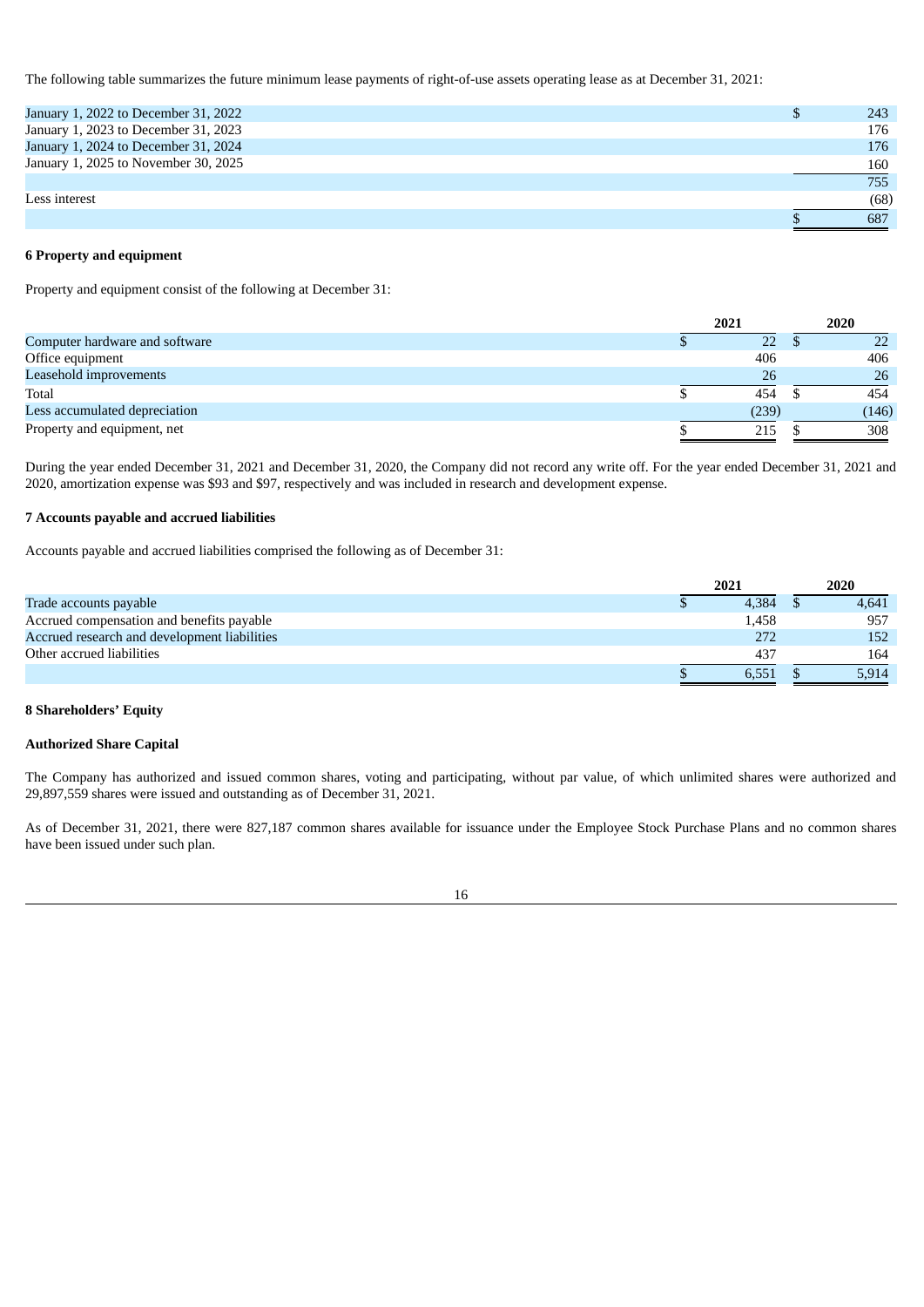The following table summarizes the future minimum lease payments of right-of-use assets operating lease as at December 31, 2021:

| | |
|---|---|
| January 1, 2022 to December 31, 2022 | $ 243 |
| January 1, 2023 to December 31, 2023 | 176 |
| January 1, 2024 to December 31, 2024 | 176 |
| January 1, 2025 to November 30, 2025 | 160 |
| | 755 |
| Less interest | (68) |
| | $ 687 |

**6 Property and equipment**

Property and equipment consist of the following at December 31:

| | 2021 | 2020 |
|---|---|---|
| Computer hardware and software | $ 22 | $ 22 |
| Office equipment | 406 | 406 |
| Leasehold improvements | 26 | 26 |
| Total | $ 454 | $ 454 |
| Less accumulated depreciation | (239) | (146) |
| Property and equipment, net | $ 215 | $ 308 |

During the year ended December 31, 2021 and December 31, 2020, the Company did not record any write off. For the year ended December 31, 2021 and 2020, amortization expense was $93 and $97, respectively and was included in research and development expense.

**7 Accounts payable and accrued liabilities**

Accounts payable and accrued liabilities comprised the following as of December 31:

| | 2021 | 2020 |
|---|---|---|
| Trade accounts payable | $ 4,384 | $ 4,641 |
| Accrued compensation and benefits payable | 1,458 | 957 |
| Accrued research and development liabilities | 272 | 152 |
| Other accrued liabilities | 437 | 164 |
| | $ 6,551 | $ 5,914 |

**8 Shareholders' Equity**

**Authorized Share Capital**

The Company has authorized and issued common shares, voting and participating, without par value, of which unlimited shares were authorized and 29,897,559 shares were issued and outstanding as of December 31, 2021.

As of December 31, 2021, there were 827,187 common shares available for issuance under the Employee Stock Purchase Plans and no common shares have been issued under such plan.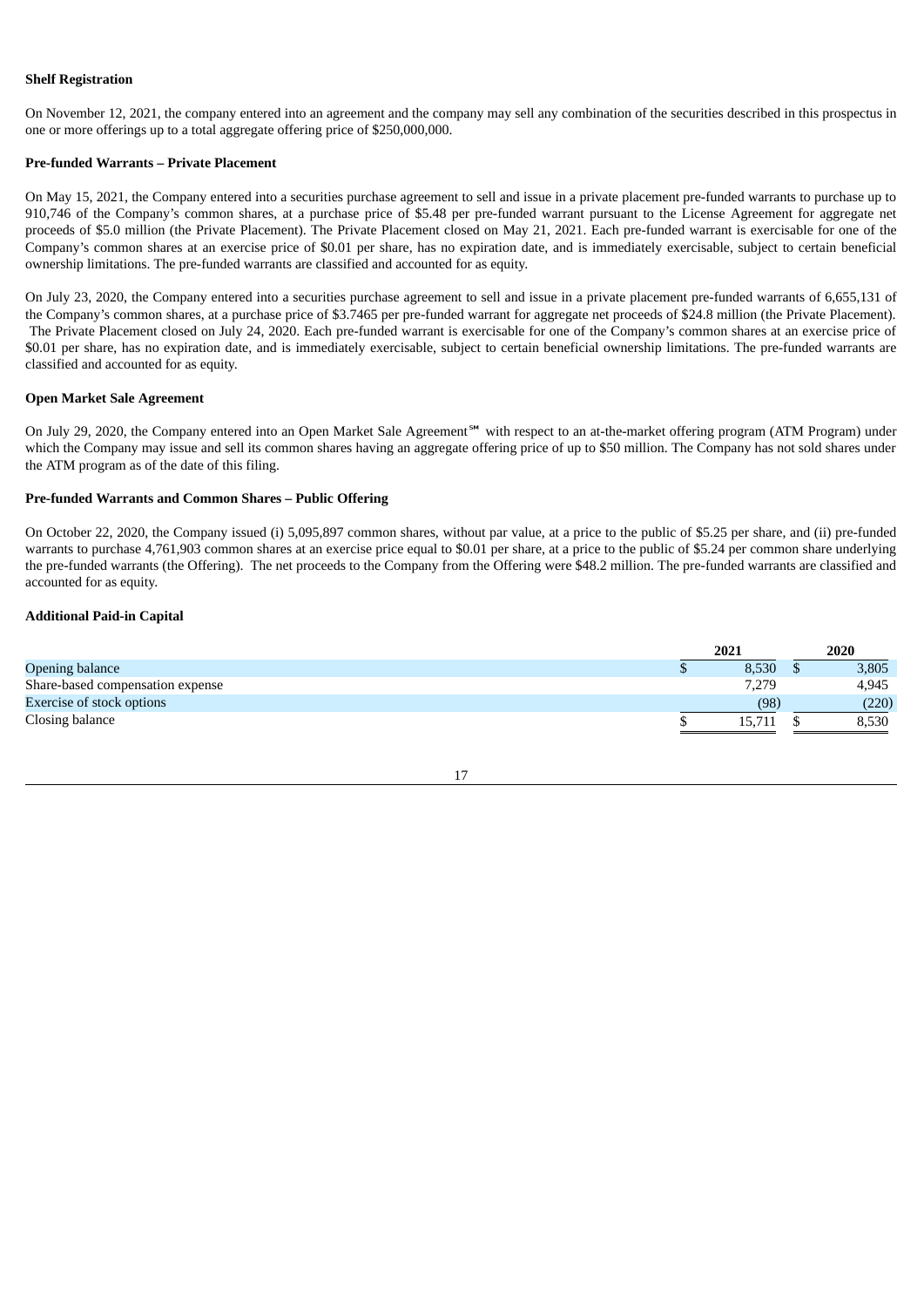**Shelf Registration**

On November 12, 2021, the company entered into an agreement and the company may sell any combination of the securities described in this prospectus in one or more offerings up to a total aggregate offering price of $250,000,000.

**Pre-funded Warrants – Private Placement**

On May 15, 2021, the Company entered into a securities purchase agreement to sell and issue in a private placement pre-funded warrants to purchase up to 910,746 of the Company's common shares, at a purchase price of $5.48 per pre-funded warrant pursuant to the License Agreement for aggregate net proceeds of $5.0 million (the Private Placement). The Private Placement closed on May 21, 2021. Each pre-funded warrant is exercisable for one of the Company's common shares at an exercise price of $0.01 per share, has no expiration date, and is immediately exercisable, subject to certain beneficial ownership limitations. The pre-funded warrants are classified and accounted for as equity.

On July 23, 2020, the Company entered into a securities purchase agreement to sell and issue in a private placement pre-funded warrants of 6,655,131 of the Company's common shares, at a purchase price of $3.7465 per pre-funded warrant for aggregate net proceeds of $24.8 million (the Private Placement). The Private Placement closed on July 24, 2020. Each pre-funded warrant is exercisable for one of the Company's common shares at an exercise price of $0.01 per share, has no expiration date, and is immediately exercisable, subject to certain beneficial ownership limitations. The pre-funded warrants are classified and accounted for as equity.

**Open Market Sale Agreement**

On July 29, 2020, the Company entered into an Open Market Sale Agreement℠ with respect to an at-the-market offering program (ATM Program) under which the Company may issue and sell its common shares having an aggregate offering price of up to $50 million. The Company has not sold shares under the ATM program as of the date of this filing.

**Pre-funded Warrants and Common Shares – Public Offering**

On October 22, 2020, the Company issued (i) 5,095,897 common shares, without par value, at a price to the public of $5.25 per share, and (ii) pre-funded warrants to purchase 4,761,903 common shares at an exercise price equal to $0.01 per share, at a price to the public of $5.24 per common share underlying the pre-funded warrants (the Offering). The net proceeds to the Company from the Offering were $48.2 million. The pre-funded warrants are classified and accounted for as equity.

**Additional Paid-in Capital**

| | 2021 | 2020 |
|---|---|---|
| Opening balance | $ 8,530 | $ 3,805 |
| Share-based compensation expense | 7,279 | 4,945 |
| Exercise of stock options | (98) | (220) |
| Closing balance | $ 15,711 | $ 8,530 |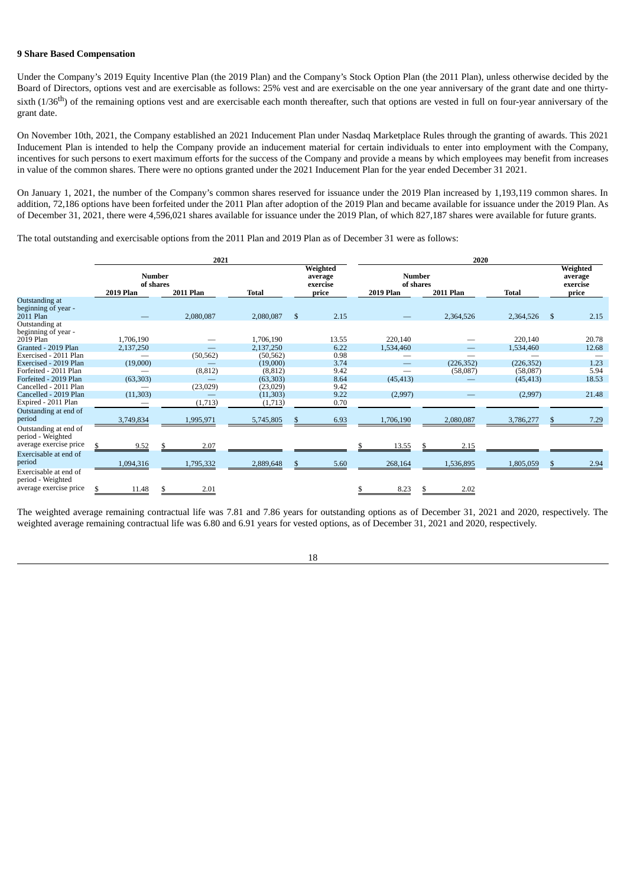**9 Share Based Compensation**

Under the Company's 2019 Equity Incentive Plan (the 2019 Plan) and the Company's Stock Option Plan (the 2011 Plan), unless otherwise decided by the Board of Directors, options vest and are exercisable as follows: 25% vest and are exercisable on the one year anniversary of the grant date and one thirty-sixth (1/36th) of the remaining options vest and are exercisable each month thereafter, such that options are vested in full on four-year anniversary of the grant date.

On November 10th, 2021, the Company established an 2021 Inducement Plan under Nasdaq Marketplace Rules through the granting of awards. This 2021 Inducement Plan is intended to help the Company provide an inducement material for certain individuals to enter into employment with the Company, incentives for such persons to exert maximum efforts for the success of the Company and provide a means by which employees may benefit from increases in value of the common shares. There were no options granted under the 2021 Inducement Plan for the year ended December 31 2021.

On January 1, 2021, the number of the Company's common shares reserved for issuance under the 2019 Plan increased by 1,193,119 common shares. In addition, 72,186 options have been forfeited under the 2011 Plan after adoption of the 2019 Plan and became available for issuance under the 2019 Plan. As of December 31, 2021, there were 4,596,021 shares available for issuance under the 2019 Plan, of which 827,187 shares were available for future grants.

The total outstanding and exercisable options from the 2011 Plan and 2019 Plan as of December 31 were as follows:

| | 2021 | | | | 2020 | | | |
|---|---|---|---|---|---|---|---|---|
| | Number of shares | | | Weighted average exercise price | Number of shares | | | Weighted average exercise price |
| | 2019 Plan | 2011 Plan | Total | | 2019 Plan | 2011 Plan | Total | |
| Outstanding at beginning of year - 2011 Plan | — | 2,080,087 | 2,080,087 | $ 2.15 | — | 2,364,526 | 2,364,526 | $ 2.15 |
| Outstanding at beginning of year - 2019 Plan | 1,706,190 | — | 1,706,190 | 13.55 | 220,140 | — | 220,140 | 20.78 |
| Granted - 2019 Plan | 2,137,250 | — | 2,137,250 | 6.22 | 1,534,460 | — | 1,534,460 | 12.68 |
| Exercised - 2011 Plan | — | (50,562) | (50,562) | 0.98 | — | — | — | — |
| Exercised - 2019 Plan | (19,000) | — | (19,000) | 3.74 | — | (226,352) | (226,352) | 1.23 |
| Forfeited - 2011 Plan | — | (8,812) | (8,812) | 9.42 | — | (58,087) | (58,087) | 5.94 |
| Forfeited - 2019 Plan | (63,303) | — | (63,303) | 8.64 | (45,413) | — | (45,413) | 18.53 |
| Cancelled - 2011 Plan | — | (23,029) | (23,029) | 9.42 | | | | |
| Cancelled - 2019 Plan | (11,303) | — | (11,303) | 9.22 | (2,997) | — | (2,997) | 21.48 |
| Expired - 2011 Plan | — | (1,713) | (1,713) | 0.70 | | | | |
| Outstanding at end of period | 3,749,834 | 1,995,971 | 5,745,805 | $ 6.93 | 1,706,190 | 2,080,087 | 3,786,277 | $ 7.29 |
| Outstanding at end of period - Weighted average exercise price | $ 9.52 | $ 2.07 | | | $ 13.55 | $ 2.15 | | |
| Exercisable at end of period | 1,094,316 | 1,795,332 | 2,889,648 | $ 5.60 | 268,164 | 1,536,895 | 1,805,059 | $ 2.94 |
| Exercisable at end of period - Weighted average exercise price | $ 11.48 | $ 2.01 | | | $ 8.23 | $ 2.02 | | |

The weighted average remaining contractual life was 7.81 and 7.86 years for outstanding options as of December 31, 2021 and 2020, respectively. The weighted average remaining contractual life was 6.80 and 6.91 years for vested options, as of December 31, 2021 and 2020, respectively.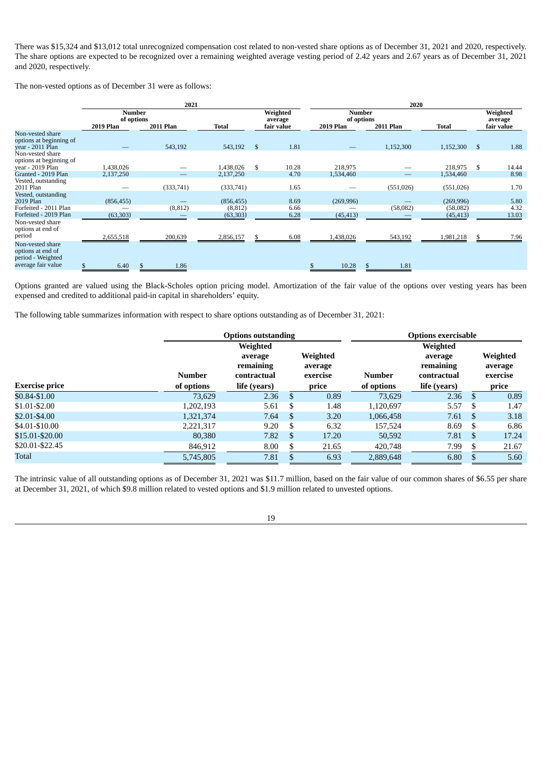There was $15,324 and $13,012 total unrecognized compensation cost related to non-vested share options as of December 31, 2021 and 2020, respectively. The share options are expected to be recognized over a remaining weighted average vesting period of 2.42 years and 2.67 years as of December 31, 2021 and 2020, respectively.

The non-vested options as of December 31 were as follows:

| | 2021 | | | | 2020 | | | |
|---|---|---|---|---|---|---|---|---|
| | Number of options | | | Weighted average fair value | Number of options | | | Weighted average fair value |
| | 2019 Plan | 2011 Plan | Total | | 2019 Plan | 2011 Plan | Total | |
| Non-vested share options at beginning of year - 2011 Plan | — | 543,192 | 543,192 | $ 1.81 | — | 1,152,300 | 1,152,300 | $ 1.88 |
| Non-vested share options at beginning of year - 2019 Plan | 1,438,026 | — | 1,438,026 | $ 10.28 | 218,975 | — | 218,975 | $ 14.44 |
| Granted - 2019 Plan | 2,137,250 | — | 2,137,250 | 4.70 | 1,534,460 | — | 1,534,460 | 8.98 |
| Vested, outstanding 2011 Plan | — | (333,741) | (333,741) | 1.65 | — | (551,026) | (551,026) | 1.70 |
| Vested, outstanding 2019 Plan | (856,455) | — | (856,455) | 8.69 | (269,996) | — | (269,996) | 5.80 |
| Forfeited - 2011 Plan | — | (8,812) | (8,812) | 6.66 | — | (58,082) | (58,082) | 4.32 |
| Forfeited - 2019 Plan | (63,303) | — | (63,303) | 6.28 | (45,413) | — | (45,413) | 13.03 |
| Non-vested share options at end of period | 2,655,518 | 200,639 | 2,856,157 | $ 6.08 | 1,438,026 | 543,192 | 1,981,218 | $ 7.96 |
| Non-vested share options at end of period - Weighted average fair value | $ 6.40 | $ 1.86 | | | $ 10.28 | $ 1.81 | | |

Options granted are valued using the Black-Scholes option pricing model. Amortization of the fair value of the options over vesting years has been expensed and credited to additional paid-in capital in shareholders' equity.

The following table summarizes information with respect to share options outstanding as of December 31, 2021:

| | Options outstanding | | | Options exercisable | | |
|---|---|---|---|---|---|---|
| Exercise price | Number of options | Weighted average remaining contractual life (years) | Weighted average exercise price | Number of options | Weighted average remaining contractual life (years) | Weighted average exercise price |
| $0.84-$1.00 | 73,629 | 2.36 | $ 0.89 | 73,629 | 2.36 | $ 0.89 |
| $1.01-$2.00 | 1,202,193 | 5.61 | $ 1.48 | 1,120,697 | 5.57 | $ 1.47 |
| $2.01-$4.00 | 1,321,374 | 7.64 | $ 3.20 | 1,066,458 | 7.61 | $ 3.18 |
| $4.01-$10.00 | 2,221,317 | 9.20 | $ 6.32 | 157,524 | 8.69 | $ 6.86 |
| $15.01-$20.00 | 80,380 | 7.82 | $ 17.20 | 50,592 | 7.81 | $ 17.24 |
| $20.01-$22.45 | 846,912 | 8.00 | $ 21.65 | 420,748 | 7.99 | $ 21.67 |
| Total | 5,745,805 | 7.81 | $ 6.93 | 2,889,648 | 6.80 | $ 5.60 |

The intrinsic value of all outstanding options as of December 31, 2021 was $11.7 million, based on the fair value of our common shares of $6.55 per share at December 31, 2021, of which $9.8 million related to vested options and $1.9 million related to unvested options.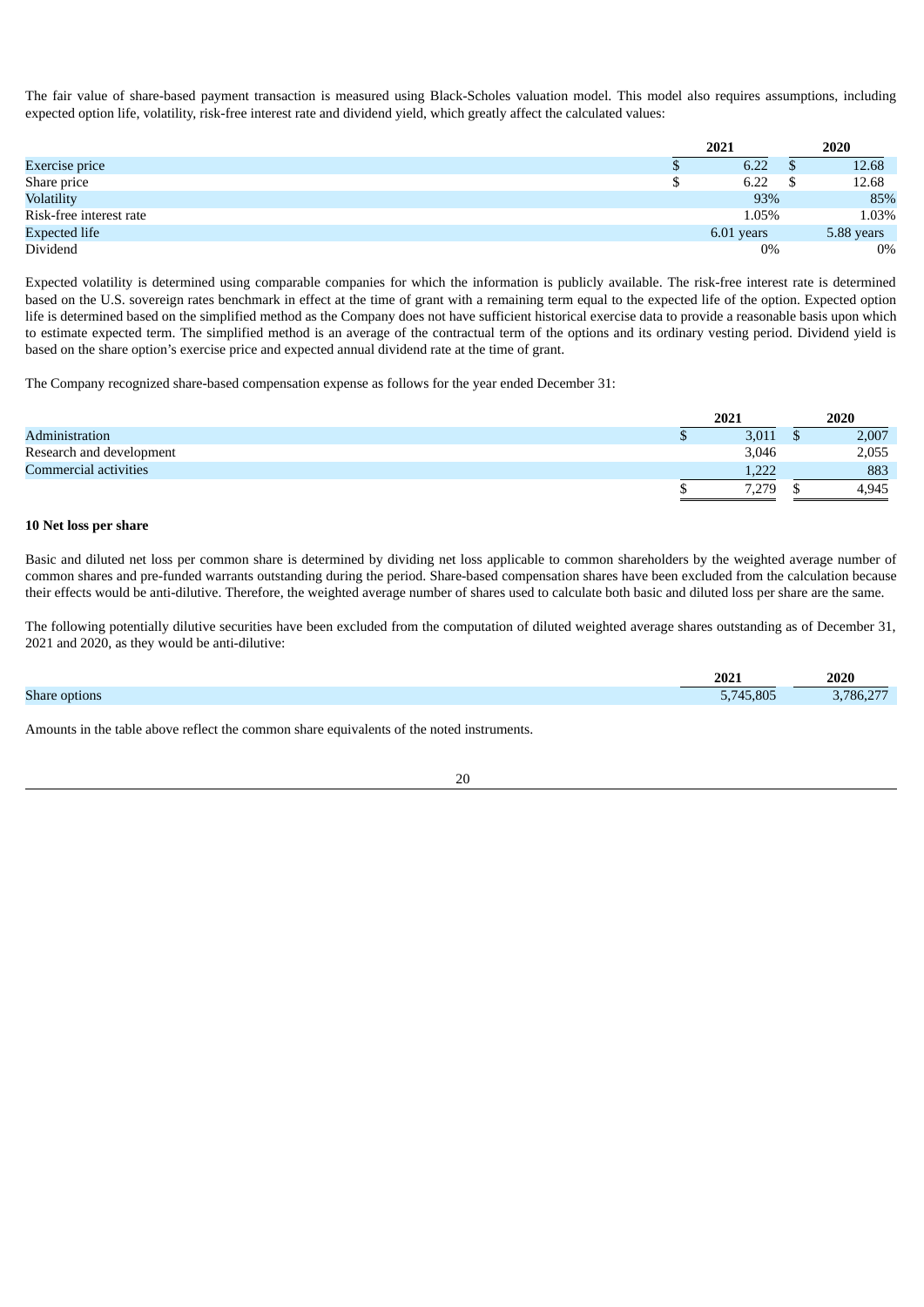The fair value of share-based payment transaction is measured using Black-Scholes valuation model. This model also requires assumptions, including expected option life, volatility, risk-free interest rate and dividend yield, which greatly affect the calculated values:

| | 2021 | 2020 |
|---|---|---|
| Exercise price | $ 6.22 | $ 12.68 |
| Share price | $ 6.22 | $ 12.68 |
| Volatility | 93% | 85% |
| Risk-free interest rate | 1.05% | 1.03% |
| Expected life | 6.01 years | 5.88 years |
| Dividend | 0% | 0% |

Expected volatility is determined using comparable companies for which the information is publicly available. The risk-free interest rate is determined based on the U.S. sovereign rates benchmark in effect at the time of grant with a remaining term equal to the expected life of the option. Expected option life is determined based on the simplified method as the Company does not have sufficient historical exercise data to provide a reasonable basis upon which to estimate expected term. The simplified method is an average of the contractual term of the options and its ordinary vesting period. Dividend yield is based on the share option's exercise price and expected annual dividend rate at the time of grant.

The Company recognized share-based compensation expense as follows for the year ended December 31:

| | 2021 | 2020 |
|---|---|---|
| Administration | $ 3,011 | $ 2,007 |
| Research and development | 3,046 | 2,055 |
| Commercial activities | 1,222 | 883 |
| | $ 7,279 | $ 4,945 |

**10 Net loss per share**

Basic and diluted net loss per common share is determined by dividing net loss applicable to common shareholders by the weighted average number of common shares and pre-funded warrants outstanding during the period. Share-based compensation shares have been excluded from the calculation because their effects would be anti-dilutive. Therefore, the weighted average number of shares used to calculate both basic and diluted loss per share are the same.

The following potentially dilutive securities have been excluded from the computation of diluted weighted average shares outstanding as of December 31, 2021 and 2020, as they would be anti-dilutive:

| | 2021 | 2020 |
|---|---|---|
| Share options | 5,745,805 | 3,786,277 |

Amounts in the table above reflect the common share equivalents of the noted instruments.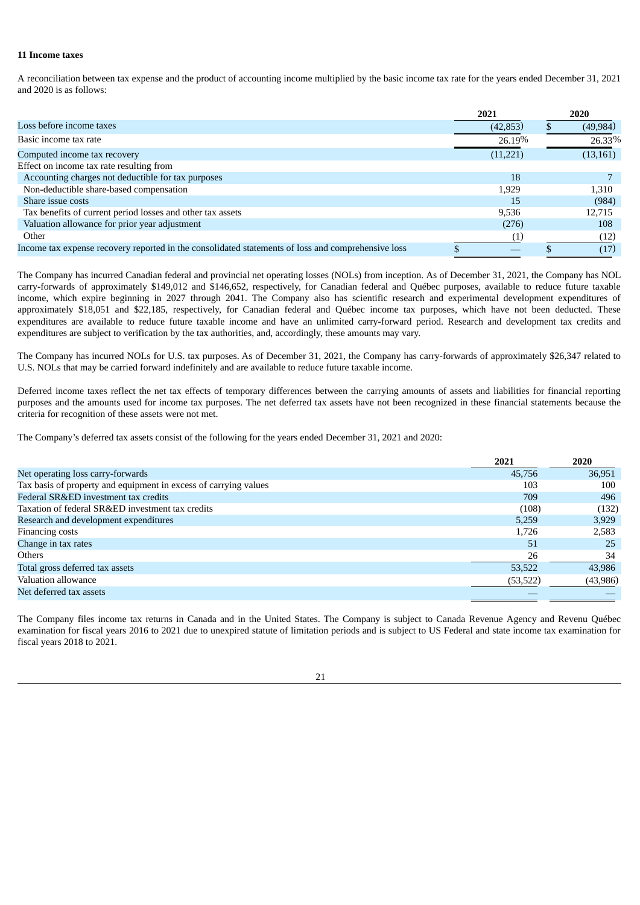**11 Income taxes**

A reconciliation between tax expense and the product of accounting income multiplied by the basic income tax rate for the years ended December 31, 2021 and 2020 is as follows:

| | 2021 | 2020 |
|---|---|---|
| Loss before income taxes | (42,853) | $ (49,984) |
| Basic income tax rate | 26.19% | 26.33% |
| Computed income tax recovery | (11,221) | (13,161) |
| Effect on income tax rate resulting from | | |
| Accounting charges not deductible for tax purposes | 18 | 7 |
| Non-deductible share-based compensation | 1,929 | 1,310 |
| Share issue costs | 15 | (984) |
| Tax benefits of current period losses and other tax assets | 9,536 | 12,715 |
| Valuation allowance for prior year adjustment | (276) | 108 |
| Other | (1) | (12) |
| Income tax expense recovery reported in the consolidated statements of loss and comprehensive loss | $ — | $ (17) |

The Company has incurred Canadian federal and provincial net operating losses (NOLs) from inception. As of December 31, 2021, the Company has NOL carry-forwards of approximately $149,012 and $146,652, respectively, for Canadian federal and Québec purposes, available to reduce future taxable income, which expire beginning in 2027 through 2041. The Company also has scientific research and experimental development expenditures of approximately $18,051 and $22,185, respectively, for Canadian federal and Québec income tax purposes, which have not been deducted. These expenditures are available to reduce future taxable income and have an unlimited carry-forward period. Research and development tax credits and expenditures are subject to verification by the tax authorities, and, accordingly, these amounts may vary.

The Company has incurred NOLs for U.S. tax purposes. As of December 31, 2021, the Company has carry-forwards of approximately $26,347 related to U.S. NOLs that may be carried forward indefinitely and are available to reduce future taxable income.

Deferred income taxes reflect the net tax effects of temporary differences between the carrying amounts of assets and liabilities for financial reporting purposes and the amounts used for income tax purposes. The net deferred tax assets have not been recognized in these financial statements because the criteria for recognition of these assets were not met.

The Company's deferred tax assets consist of the following for the years ended December 31, 2021 and 2020:

| | 2021 | 2020 |
|---|---|---|
| Net operating loss carry-forwards | 45,756 | 36,951 |
| Tax basis of property and equipment in excess of carrying values | 103 | 100 |
| Federal SR&ED investment tax credits | 709 | 496 |
| Taxation of federal SR&ED investment tax credits | (108) | (132) |
| Research and development expenditures | 5,259 | 3,929 |
| Financing costs | 1,726 | 2,583 |
| Change in tax rates | 51 | 25 |
| Others | 26 | 34 |
| Total gross deferred tax assets | 53,522 | 43,986 |
| Valuation allowance | (53,522) | (43,986) |
| Net deferred tax assets | — | — |

The Company files income tax returns in Canada and in the United States. The Company is subject to Canada Revenue Agency and Revenu Québec examination for fiscal years 2016 to 2021 due to unexpired statute of limitation periods and is subject to US Federal and state income tax examination for fiscal years 2018 to 2021.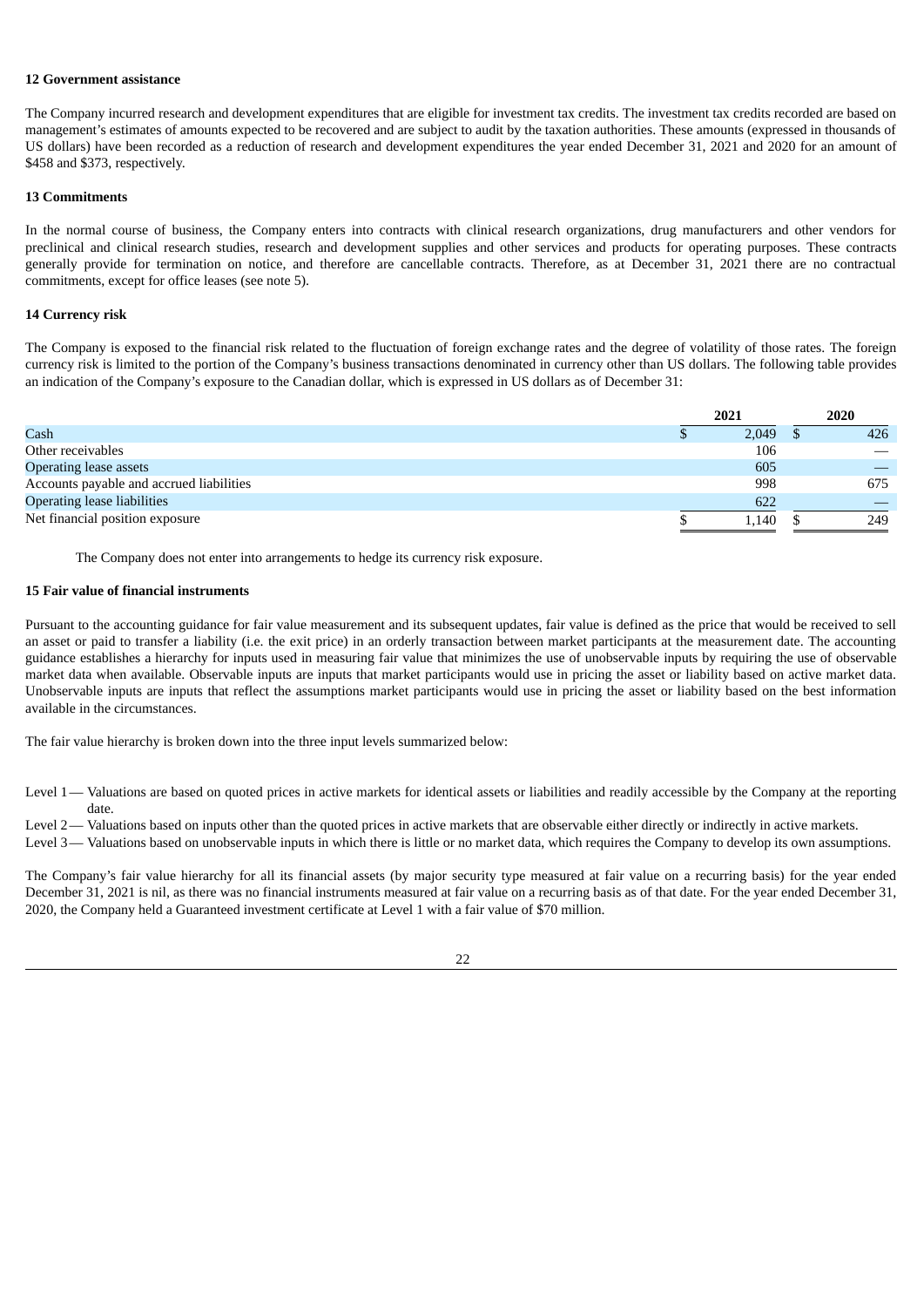**12 Government assistance**

The Company incurred research and development expenditures that are eligible for investment tax credits. The investment tax credits recorded are based on management's estimates of amounts expected to be recovered and are subject to audit by the taxation authorities. These amounts (expressed in thousands of US dollars) have been recorded as a reduction of research and development expenditures the year ended December 31, 2021 and 2020 for an amount of $458 and $373, respectively.

**13 Commitments**

In the normal course of business, the Company enters into contracts with clinical research organizations, drug manufacturers and other vendors for preclinical and clinical research studies, research and development supplies and other services and products for operating purposes. These contracts generally provide for termination on notice, and therefore are cancellable contracts. Therefore, as at December 31, 2021 there are no contractual commitments, except for office leases (see note 5).

**14 Currency risk**

The Company is exposed to the financial risk related to the fluctuation of foreign exchange rates and the degree of volatility of those rates. The foreign currency risk is limited to the portion of the Company's business transactions denominated in currency other than US dollars. The following table provides an indication of the Company's exposure to the Canadian dollar, which is expressed in US dollars as of December 31:

| | 2021 | 2020 |
|---|---|---|
| Cash | $ 2,049 | $ 426 |
| Other receivables | 106 | — |
| Operating lease assets | 605 | — |
| Accounts payable and accrued liabilities | 998 | 675 |
| Operating lease liabilities | 622 | — |
| Net financial position exposure | $ 1,140 | $ 249 |

The Company does not enter into arrangements to hedge its currency risk exposure.

**15 Fair value of financial instruments**

Pursuant to the accounting guidance for fair value measurement and its subsequent updates, fair value is defined as the price that would be received to sell an asset or paid to transfer a liability (i.e. the exit price) in an orderly transaction between market participants at the measurement date. The accounting guidance establishes a hierarchy for inputs used in measuring fair value that minimizes the use of unobservable inputs by requiring the use of observable market data when available. Observable inputs are inputs that market participants would use in pricing the asset or liability based on active market data. Unobservable inputs are inputs that reflect the assumptions market participants would use in pricing the asset or liability based on the best information available in the circumstances.

The fair value hierarchy is broken down into the three input levels summarized below:

Level 1 — Valuations are based on quoted prices in active markets for identical assets or liabilities and readily accessible by the Company at the reporting date.

Level 2 — Valuations based on inputs other than the quoted prices in active markets that are observable either directly or indirectly in active markets.

Level 3 — Valuations based on unobservable inputs in which there is little or no market data, which requires the Company to develop its own assumptions.

The Company's fair value hierarchy for all its financial assets (by major security type measured at fair value on a recurring basis) for the year ended December 31, 2021 is nil, as there was no financial instruments measured at fair value on a recurring basis as of that date. For the year ended December 31, 2020, the Company held a Guaranteed investment certificate at Level 1 with a fair value of $70 million.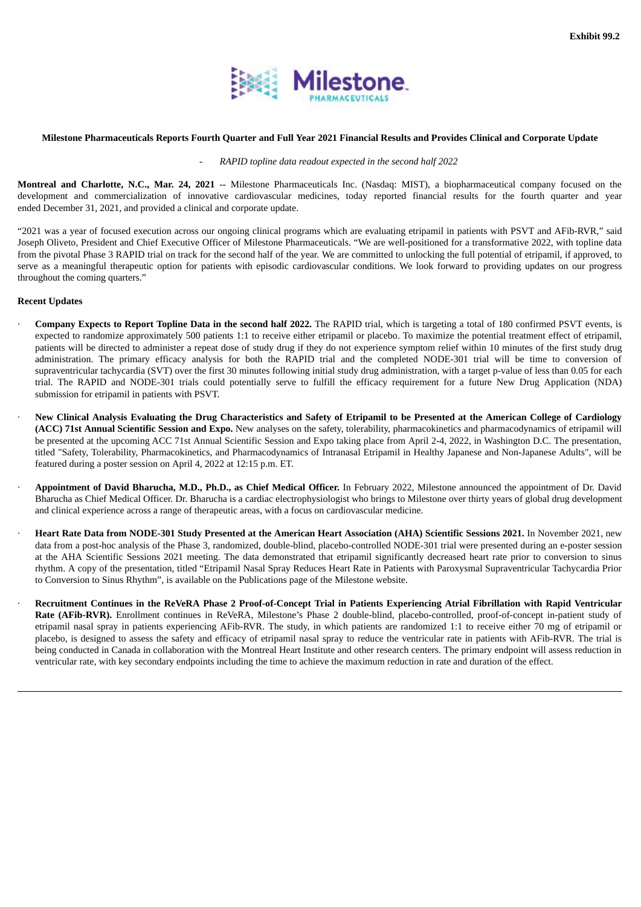Exhibit 99.2

**Milestone Pharmaceuticals Reports Fourth Quarter and Full Year 2021 Financial Results and Provides Clinical and Corporate Update**

- *RAPID topline data readout expected in the second half 2022*

**Montreal and Charlotte, N.C., Mar. 24, 2021** -- Milestone Pharmaceuticals Inc. (Nasdaq: MIST), a biopharmaceutical company focused on the development and commercialization of innovative cardiovascular medicines, today reported financial results for the fourth quarter and year ended December 31, 2021, and provided a clinical and corporate update.

"2021 was a year of focused execution across our ongoing clinical programs which are evaluating etripamil in patients with PSVT and AFib-RVR," said Joseph Oliveto, President and Chief Executive Officer of Milestone Pharmaceuticals. "We are well-positioned for a transformative 2022, with topline data from the pivotal Phase 3 RAPID trial on track for the second half of the year. We are committed to unlocking the full potential of etripamil, if approved, to serve as a meaningful therapeutic option for patients with episodic cardiovascular conditions. We look forward to providing updates on our progress throughout the coming quarters."

**Recent Updates**

- **Company Expects to Report Topline Data in the second half 2022.** The RAPID trial, which is targeting a total of 180 confirmed PSVT events, is expected to randomize approximately 500 patients 1:1 to receive either etripamil or placebo. To maximize the potential treatment effect of etripamil, patients will be directed to administer a repeat dose of study drug if they do not experience symptom relief within 10 minutes of the first study drug administration. The primary efficacy analysis for both the RAPID trial and the completed NODE-301 trial will be time to conversion of supraventricular tachycardia (SVT) over the first 30 minutes following initial study drug administration, with a target p-value of less than 0.05 for each trial. The RAPID and NODE-301 trials could potentially serve to fulfill the efficacy requirement for a future New Drug Application (NDA) submission for etripamil in patients with PSVT.

- **New Clinical Analysis Evaluating the Drug Characteristics and Safety of Etripamil to be Presented at the American College of Cardiology (ACC) 71st Annual Scientific Session and Expo.** New analyses on the safety, tolerability, pharmacokinetics and pharmacodynamics of etripamil will be presented at the upcoming ACC 71st Annual Scientific Session and Expo taking place from April 2-4, 2022, in Washington D.C. The presentation, titled "Safety, Tolerability, Pharmacokinetics, and Pharmacodynamics of Intranasal Etripamil in Healthy Japanese and Non-Japanese Adults", will be featured during a poster session on April 4, 2022 at 12:15 p.m. ET.

- **Appointment of David Bharucha, M.D., Ph.D., as Chief Medical Officer.** In February 2022, Milestone announced the appointment of Dr. David Bharucha as Chief Medical Officer. Dr. Bharucha is a cardiac electrophysiologist who brings to Milestone over thirty years of global drug development and clinical experience across a range of therapeutic areas, with a focus on cardiovascular medicine.

- **Heart Rate Data from NODE-301 Study Presented at the American Heart Association (AHA) Scientific Sessions 2021.** In November 2021, new data from a post-hoc analysis of the Phase 3, randomized, double-blind, placebo-controlled NODE-301 trial were presented during an e-poster session at the AHA Scientific Sessions 2021 meeting. The data demonstrated that etripamil significantly decreased heart rate prior to conversion to sinus rhythm. A copy of the presentation, titled "Etripamil Nasal Spray Reduces Heart Rate in Patients with Paroxysmal Supraventricular Tachycardia Prior to Conversion to Sinus Rhythm", is available on the Publications page of the Milestone website.

- **Recruitment Continues in the ReVeRA Phase 2 Proof-of-Concept Trial in Patients Experiencing Atrial Fibrillation with Rapid Ventricular Rate (AFib-RVR).** Enrollment continues in ReVeRA, Milestone's Phase 2 double-blind, placebo-controlled, proof-of-concept in-patient study of etripamil nasal spray in patients experiencing AFib-RVR. The study, in which patients are randomized 1:1 to receive either 70 mg of etripamil or placebo, is designed to assess the safety and efficacy of etripamil nasal spray to reduce the ventricular rate in patients with AFib-RVR. The trial is being conducted in Canada in collaboration with the Montreal Heart Institute and other research centers. The primary endpoint will assess reduction in ventricular rate, with key secondary endpoints including the time to achieve the maximum reduction in rate and duration of the effect.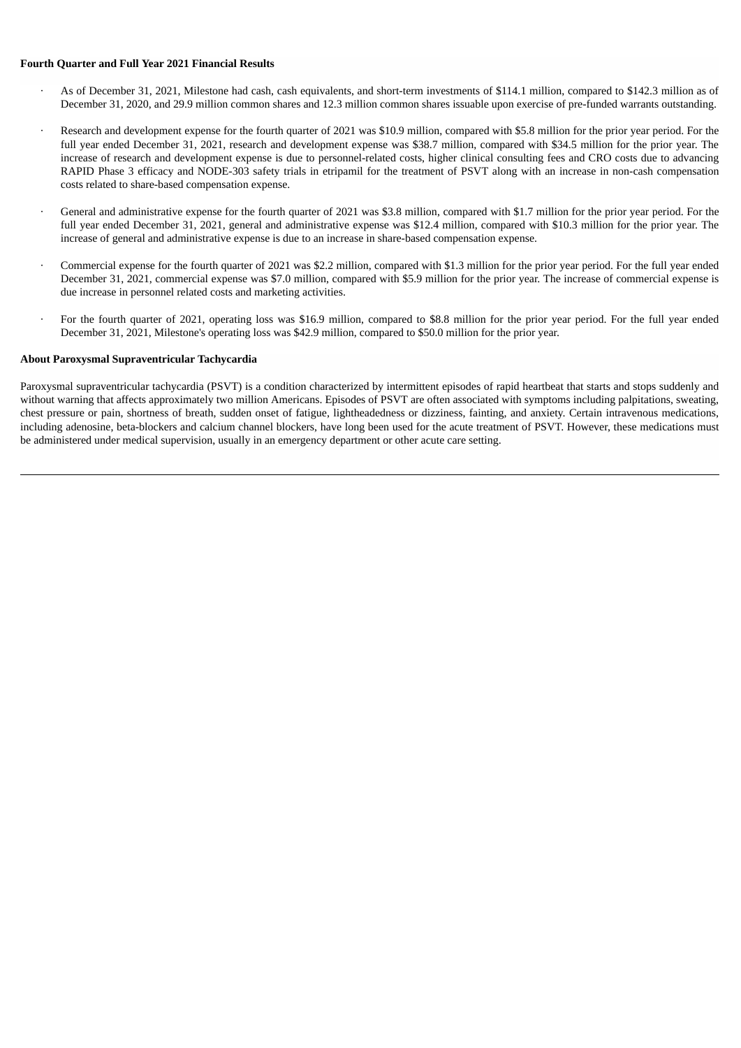**Fourth Quarter and Full Year 2021 Financial Results**

- As of December 31, 2021, Milestone had cash, cash equivalents, and short-term investments of $114.1 million, compared to $142.3 million as of December 31, 2020, and 29.9 million common shares and 12.3 million common shares issuable upon exercise of pre-funded warrants outstanding.

- Research and development expense for the fourth quarter of 2021 was $10.9 million, compared with $5.8 million for the prior year period. For the full year ended December 31, 2021, research and development expense was $38.7 million, compared with $34.5 million for the prior year. The increase of research and development expense is due to personnel-related costs, higher clinical consulting fees and CRO costs due to advancing RAPID Phase 3 efficacy and NODE-303 safety trials in etripamil for the treatment of PSVT along with an increase in non-cash compensation costs related to share-based compensation expense.

- General and administrative expense for the fourth quarter of 2021 was $3.8 million, compared with $1.7 million for the prior year period. For the full year ended December 31, 2021, general and administrative expense was $12.4 million, compared with $10.3 million for the prior year. The increase of general and administrative expense is due to an increase in share-based compensation expense.

- Commercial expense for the fourth quarter of 2021 was $2.2 million, compared with $1.3 million for the prior year period. For the full year ended December 31, 2021, commercial expense was $7.0 million, compared with $5.9 million for the prior year. The increase of commercial expense is due increase in personnel related costs and marketing activities.

- For the fourth quarter of 2021, operating loss was $16.9 million, compared to $8.8 million for the prior year period. For the full year ended December 31, 2021, Milestone's operating loss was $42.9 million, compared to $50.0 million for the prior year.

**About Paroxysmal Supraventricular Tachycardia**

Paroxysmal supraventricular tachycardia (PSVT) is a condition characterized by intermittent episodes of rapid heartbeat that starts and stops suddenly and without warning that affects approximately two million Americans. Episodes of PSVT are often associated with symptoms including palpitations, sweating, chest pressure or pain, shortness of breath, sudden onset of fatigue, lightheadedness or dizziness, fainting, and anxiety. Certain intravenous medications, including adenosine, beta-blockers and calcium channel blockers, have long been used for the acute treatment of PSVT. However, these medications must be administered under medical supervision, usually in an emergency department or other acute care setting.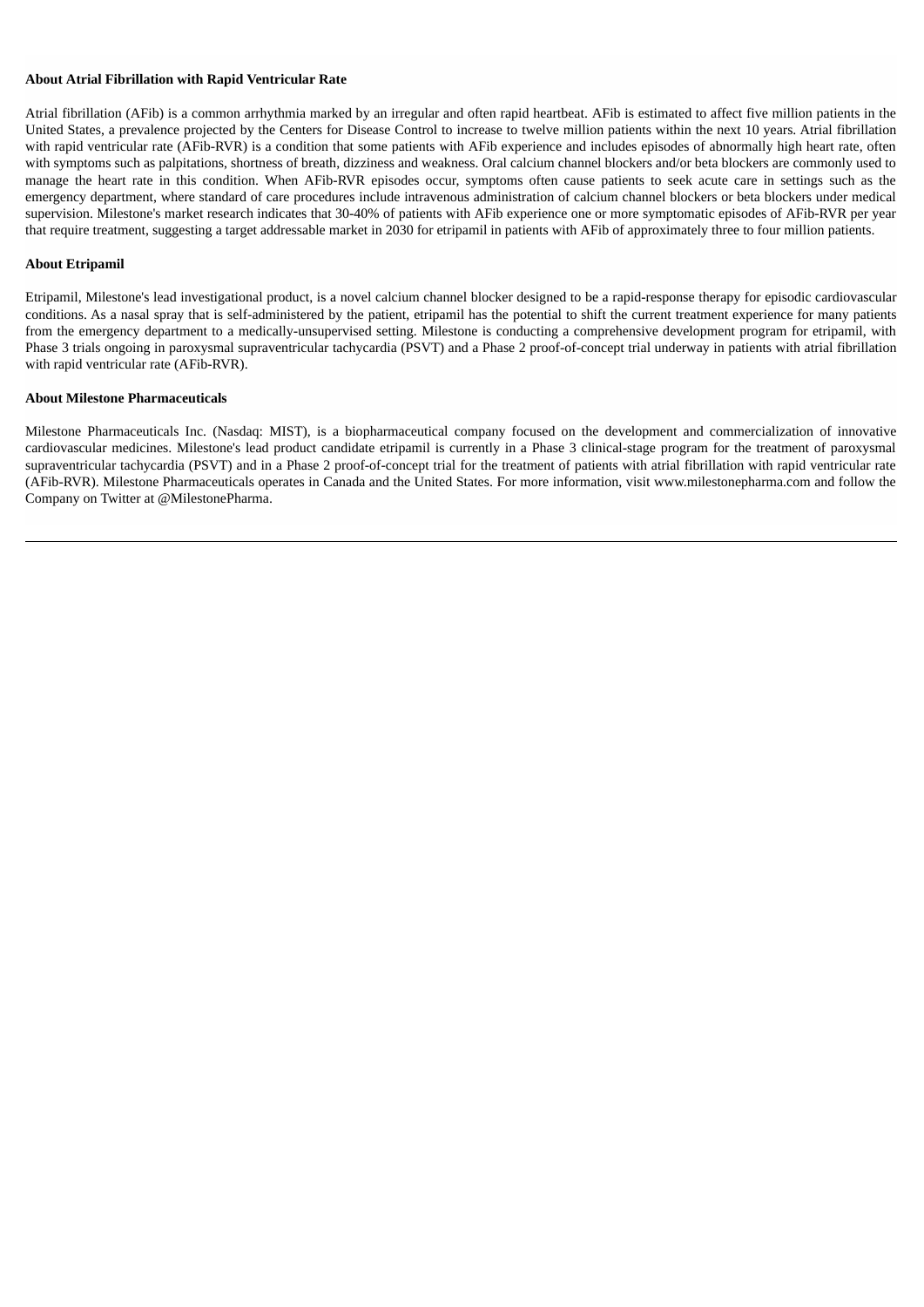**About Atrial Fibrillation with Rapid Ventricular Rate**

Atrial fibrillation (AFib) is a common arrhythmia marked by an irregular and often rapid heartbeat. AFib is estimated to affect five million patients in the United States, a prevalence projected by the Centers for Disease Control to increase to twelve million patients within the next 10 years. Atrial fibrillation with rapid ventricular rate (AFib-RVR) is a condition that some patients with AFib experience and includes episodes of abnormally high heart rate, often with symptoms such as palpitations, shortness of breath, dizziness and weakness. Oral calcium channel blockers and/or beta blockers are commonly used to manage the heart rate in this condition. When AFib-RVR episodes occur, symptoms often cause patients to seek acute care in settings such as the emergency department, where standard of care procedures include intravenous administration of calcium channel blockers or beta blockers under medical supervision. Milestone's market research indicates that 30-40% of patients with AFib experience one or more symptomatic episodes of AFib-RVR per year that require treatment, suggesting a target addressable market in 2030 for etripamil in patients with AFib of approximately three to four million patients.

**About Etripamil**

Etripamil, Milestone's lead investigational product, is a novel calcium channel blocker designed to be a rapid-response therapy for episodic cardiovascular conditions. As a nasal spray that is self-administered by the patient, etripamil has the potential to shift the current treatment experience for many patients from the emergency department to a medically-unsupervised setting. Milestone is conducting a comprehensive development program for etripamil, with Phase 3 trials ongoing in paroxysmal supraventricular tachycardia (PSVT) and a Phase 2 proof-of-concept trial underway in patients with atrial fibrillation with rapid ventricular rate (AFib-RVR).

**About Milestone Pharmaceuticals**

Milestone Pharmaceuticals Inc. (Nasdaq: MIST), is a biopharmaceutical company focused on the development and commercialization of innovative cardiovascular medicines. Milestone's lead product candidate etripamil is currently in a Phase 3 clinical-stage program for the treatment of paroxysmal supraventricular tachycardia (PSVT) and in a Phase 2 proof-of-concept trial for the treatment of patients with atrial fibrillation with rapid ventricular rate (AFib-RVR). Milestone Pharmaceuticals operates in Canada and the United States. For more information, visit www.milestonepharma.com and follow the Company on Twitter at @MilestonePharma.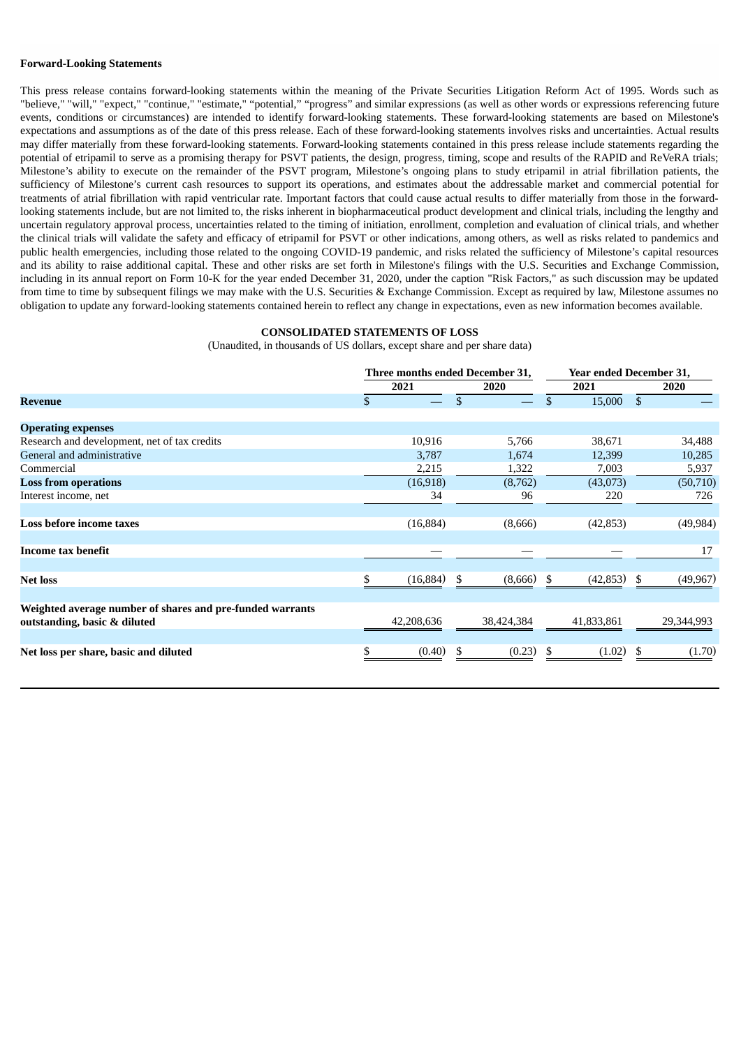**Forward-Looking Statements**

This press release contains forward-looking statements within the meaning of the Private Securities Litigation Reform Act of 1995. Words such as "believe," "will," "expect," "continue," "estimate," "potential," "progress" and similar expressions (as well as other words or expressions referencing future events, conditions or circumstances) are intended to identify forward-looking statements. These forward-looking statements are based on Milestone's expectations and assumptions as of the date of this press release. Each of these forward-looking statements involves risks and uncertainties. Actual results may differ materially from these forward-looking statements. Forward-looking statements contained in this press release include statements regarding the potential of etripamil to serve as a promising therapy for PSVT patients, the design, progress, timing, scope and results of the RAPID and ReVeRA trials; Milestone's ability to execute on the remainder of the PSVT program, Milestone's ongoing plans to study etripamil in atrial fibrillation patients, the sufficiency of Milestone's current cash resources to support its operations, and estimates about the addressable market and commercial potential for treatments of atrial fibrillation with rapid ventricular rate. Important factors that could cause actual results to differ materially from those in the forward-looking statements include, but are not limited to, the risks inherent in biopharmaceutical product development and clinical trials, including the lengthy and uncertain regulatory approval process, uncertainties related to the timing of initiation, enrollment, completion and evaluation of clinical trials, and whether the clinical trials will validate the safety and efficacy of etripamil for PSVT or other indications, among others, as well as risks related to pandemics and public health emergencies, including those related to the ongoing COVID-19 pandemic, and risks related the sufficiency of Milestone's capital resources and its ability to raise additional capital. These and other risks are set forth in Milestone's filings with the U.S. Securities and Exchange Commission, including in its annual report on Form 10-K for the year ended December 31, 2020, under the caption "Risk Factors," as such discussion may be updated from time to time by subsequent filings we may make with the U.S. Securities & Exchange Commission. Except as required by law, Milestone assumes no obligation to update any forward-looking statements contained herein to reflect any change in expectations, even as new information becomes available.

**CONSOLIDATED STATEMENTS OF LOSS**

(Unaudited, in thousands of US dollars, except share and per share data)

| | Three months ended December 31, | | Year ended December 31, | |
|---|---|---|---|---|
| | 2021 | 2020 | 2021 | 2020 |
| **Revenue** | $ — | $ — | $ 15,000 | $ — |
| **Operating expenses** | | | | |
| Research and development, net of tax credits | 10,916 | 5,766 | 38,671 | 34,488 |
| General and administrative | 3,787 | 1,674 | 12,399 | 10,285 |
| Commercial | 2,215 | 1,322 | 7,003 | 5,937 |
| **Loss from operations** | (16,918) | (8,762) | (43,073) | (50,710) |
| Interest income, net | 34 | 96 | 220 | 726 |
| **Loss before income taxes** | (16,884) | (8,666) | (42,853) | (49,984) |
| **Income tax benefit** | — | — | — | 17 |
| **Net loss** | $ (16,884) | $ (8,666) | $ (42,853) | $ (49,967) |
| **Weighted average number of shares and pre-funded warrants outstanding, basic & diluted** | 42,208,636 | 38,424,384 | 41,833,861 | 29,344,993 |
| **Net loss per share, basic and diluted** | $ (0.40) | $ (0.23) | $ (1.02) | $ (1.70) |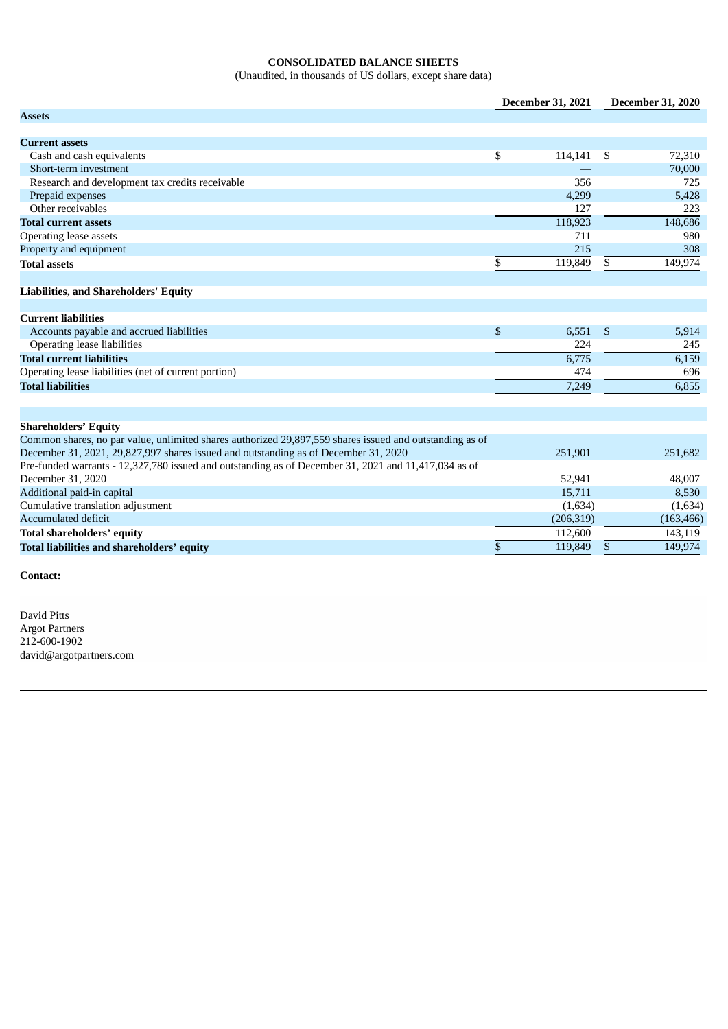# CONSOLIDATED BALANCE SHEETS

(Unaudited, in thousands of US dollars, except share data)

| | December 31, 2021 | December 31, 2020 |
|---|---|---|
| **Assets** | | |
| **Current assets** | | |
| Cash and cash equivalents | $ 114,141 | $ 72,310 |
| Short-term investment | — | 70,000 |
| Research and development tax credits receivable | 356 | 725 |
| Prepaid expenses | 4,299 | 5,428 |
| Other receivables | 127 | 223 |
| **Total current assets** | 118,923 | 148,686 |
| Operating lease assets | 711 | 980 |
| Property and equipment | 215 | 308 |
| **Total assets** | $ 119,849 | $ 149,974 |
| **Liabilities, and Shareholders' Equity** | | |
| **Current liabilities** | | |
| Accounts payable and accrued liabilities | $ 6,551 | $ 5,914 |
| Operating lease liabilities | 224 | 245 |
| **Total current liabilities** | 6,775 | 6,159 |
| Operating lease liabilities (net of current portion) | 474 | 696 |
| **Total liabilities** | 7,249 | 6,855 |
| **Shareholders' Equity** | | |
| Common shares, no par value, unlimited shares authorized 29,897,559 shares issued and outstanding as of December 31, 2021, 29,827,997 shares issued and outstanding as of December 31, 2020 | 251,901 | 251,682 |
| Pre-funded warrants - 12,327,780 issued and outstanding as of December 31, 2021 and 11,417,034 as of December 31, 2020 | 52,941 | 48,007 |
| Additional paid-in capital | 15,711 | 8,530 |
| Cumulative translation adjustment | (1,634) | (1,634) |
| Accumulated deficit | (206,319) | (163,466) |
| **Total shareholders' equity** | 112,600 | 143,119 |
| **Total liabilities and shareholders' equity** | $ 119,849 | $ 149,974 |

**Contact:**

David Pitts
Argot Partners
212-600-1902
david@argotpartners.com